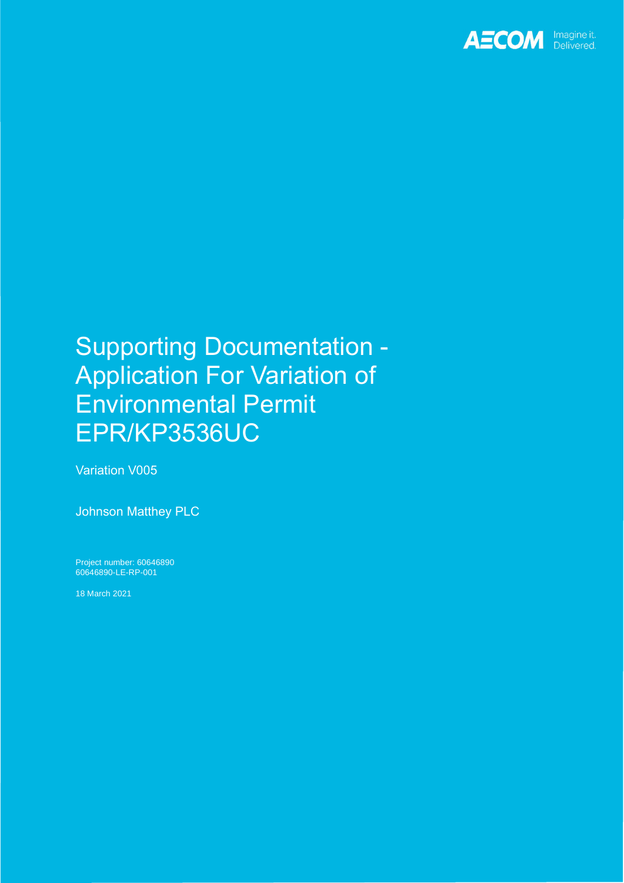AECOM Imagine it. Delivered.

# Supporting Documentation - Application For Variation of Environmental Permit EPR/KP3536UC

Variation V005

Johnson Matthey PLC

Project number: 60646890
60646890-LE-RP-001

18 March 2021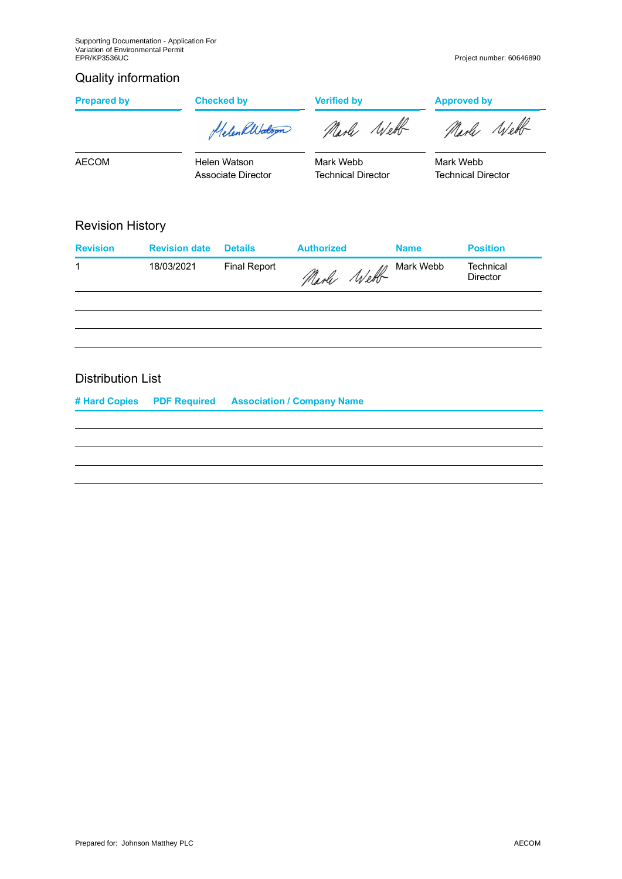## Quality information

| Prepared by | Checked by | Verified by | Approved by |
| --- | --- | --- | --- |
| AECOM | Helen Watson<br>Associate Director | Mark Webb<br>Technical Director | Mark Webb<br>Technical Director |

## Revision History

| Revision | Revision date | Details | Authorized | Name | Position |
| --- | --- | --- | --- | --- | --- |
| 1 | 18/03/2021 | Final Report | Mark Webb | Mark Webb | Technical Director |
| | | | | | |
| | | | | | |
| | | | | | |

## Distribution List

| # Hard Copies | PDF Required | Association / Company Name |
| --- | --- | --- |
| | | |
| | | |
| | | |
| | | |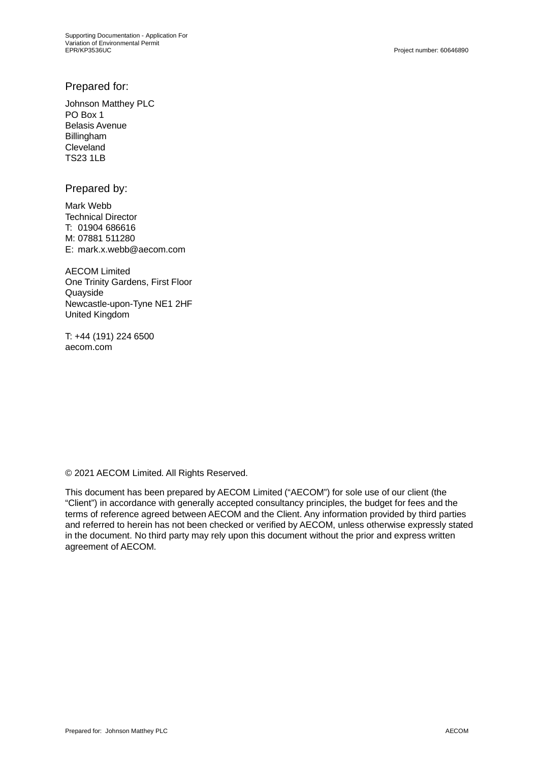## Prepared for:

Johnson Matthey PLC
PO Box 1
Belasis Avenue
Billingham
Cleveland
TS23 1LB

## Prepared by:

Mark Webb
Technical Director
T: 01904 686616
M: 07881 511280
E: mark.x.webb@aecom.com

AECOM Limited
One Trinity Gardens, First Floor
Quayside
Newcastle-upon-Tyne NE1 2HF
United Kingdom

T: +44 (191) 224 6500
aecom.com

© 2021 AECOM Limited. All Rights Reserved.

This document has been prepared by AECOM Limited ("AECOM") for sole use of our client (the "Client") in accordance with generally accepted consultancy principles, the budget for fees and the terms of reference agreed between AECOM and the Client. Any information provided by third parties and referred to herein has not been checked or verified by AECOM, unless otherwise expressly stated in the document. No third party may rely upon this document without the prior and express written agreement of AECOM.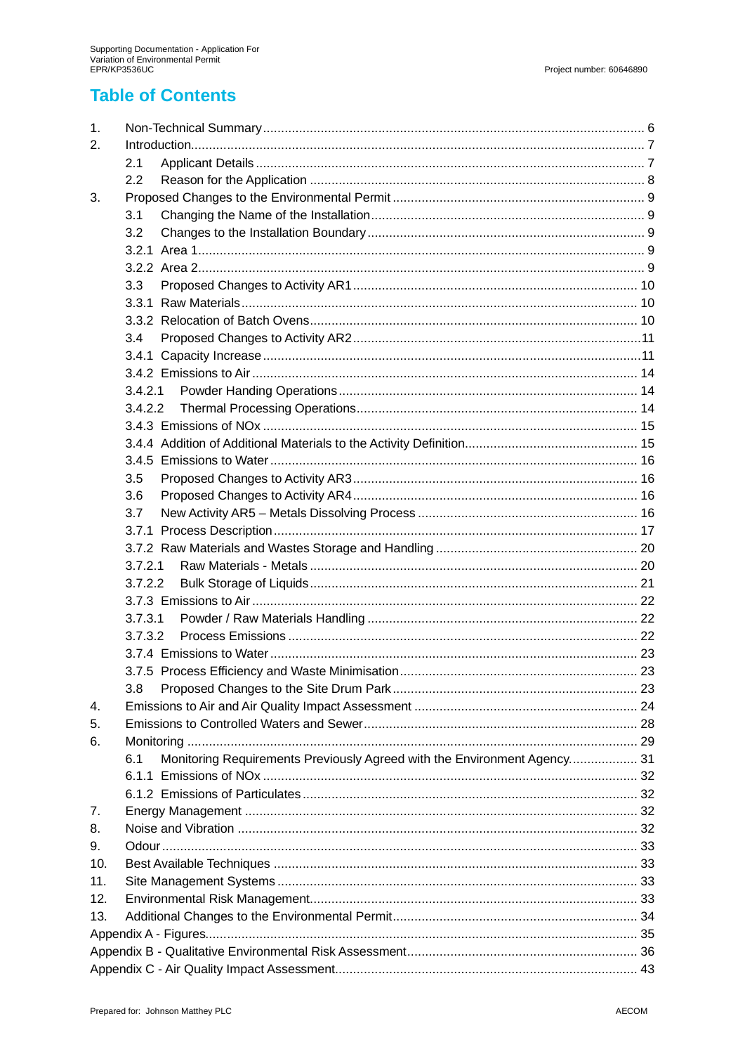# Table of Contents

1. Non-Technical Summary ... 6
2. Introduction ... 7
   - 2.1 Applicant Details ... 7
   - 2.2 Reason for the Application ... 8
3. Proposed Changes to the Environmental Permit ... 9
   - 3.1 Changing the Name of the Installation ... 9
   - 3.2 Changes to the Installation Boundary ... 9
   - 3.2.1 Area 1 ... 9
   - 3.2.2 Area 2 ... 9
   - 3.3 Proposed Changes to Activity AR1 ... 10
   - 3.3.1 Raw Materials ... 10
   - 3.3.2 Relocation of Batch Ovens ... 10
   - 3.4 Proposed Changes to Activity AR2 ... 11
   - 3.4.1 Capacity Increase ... 11
   - 3.4.2 Emissions to Air ... 14
   - 3.4.2.1 Powder Handing Operations ... 14
   - 3.4.2.2 Thermal Processing Operations ... 14
   - 3.4.3 Emissions of NOx ... 15
   - 3.4.4 Addition of Additional Materials to the Activity Definition ... 15
   - 3.4.5 Emissions to Water ... 16
   - 3.5 Proposed Changes to Activity AR3 ... 16
   - 3.6 Proposed Changes to Activity AR4 ... 16
   - 3.7 New Activity AR5 – Metals Dissolving Process ... 16
   - 3.7.1 Process Description ... 17
   - 3.7.2 Raw Materials and Wastes Storage and Handling ... 20
   - 3.7.2.1 Raw Materials - Metals ... 20
   - 3.7.2.2 Bulk Storage of Liquids ... 21
   - 3.7.3 Emissions to Air ... 22
   - 3.7.3.1 Powder / Raw Materials Handling ... 22
   - 3.7.3.2 Process Emissions ... 22
   - 3.7.4 Emissions to Water ... 23
   - 3.7.5 Process Efficiency and Waste Minimisation ... 23
   - 3.8 Proposed Changes to the Site Drum Park ... 23
4. Emissions to Air and Air Quality Impact Assessment ... 24
5. Emissions to Controlled Waters and Sewer ... 28
6. Monitoring ... 29
   - 6.1 Monitoring Requirements Previously Agreed with the Environment Agency ... 31
   - 6.1.1 Emissions of NOx ... 32
   - 6.1.2 Emissions of Particulates ... 32
7. Energy Management ... 32
8. Noise and Vibration ... 32
9. Odour ... 33
10. Best Available Techniques ... 33
11. Site Management Systems ... 33
12. Environmental Risk Management ... 33
13. Additional Changes to the Environmental Permit ... 34

Appendix A - Figures ... 35

Appendix B - Qualitative Environmental Risk Assessment ... 36

Appendix C - Air Quality Impact Assessment ... 43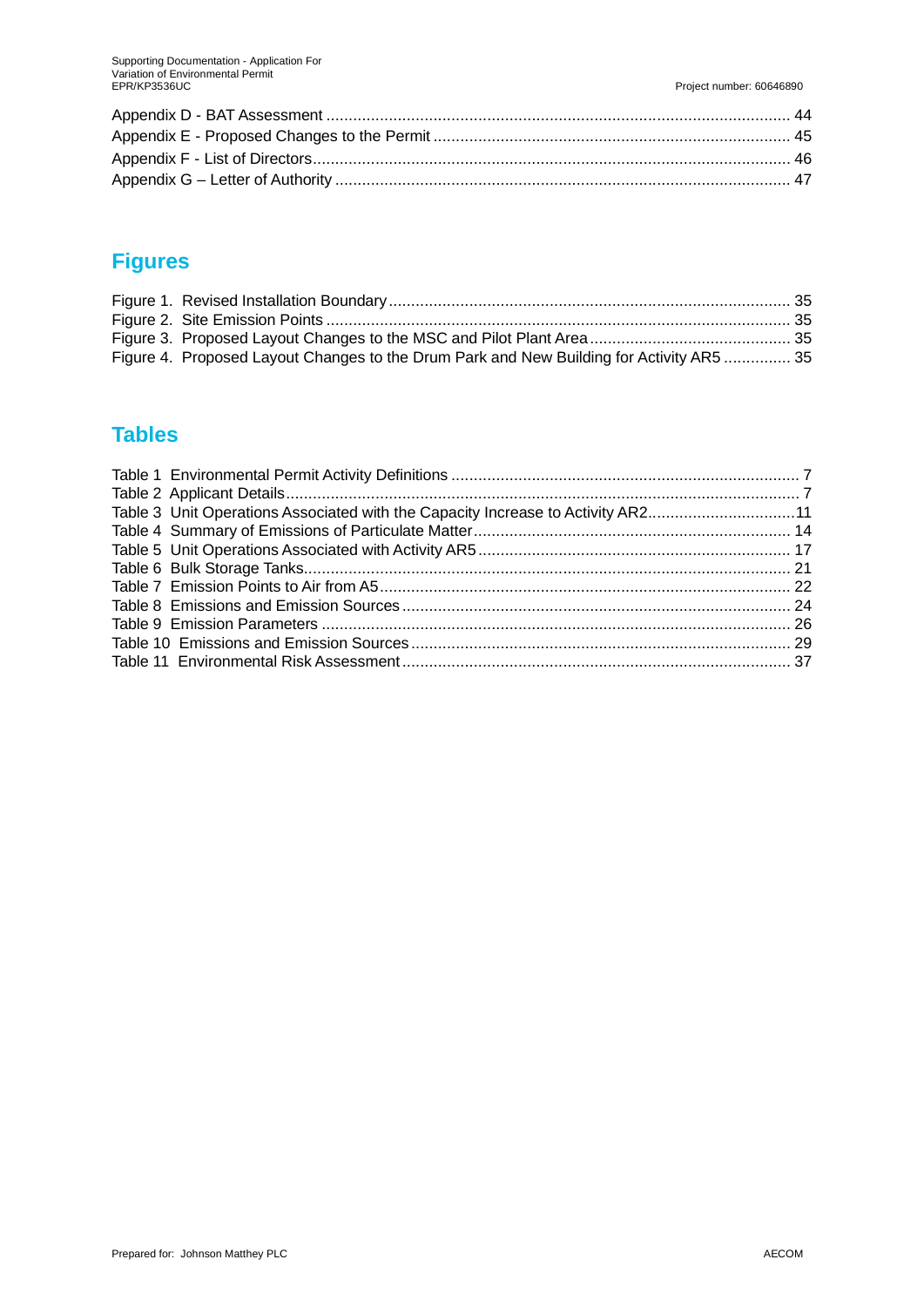Appendix D - BAT Assessment ........................................................................................................ 44
Appendix E - Proposed Changes to the Permit ................................................................................ 45
Appendix F - List of Directors........................................................................................................... 46
Appendix G – Letter of Authority ...................................................................................................... 47

## Figures

Figure 1. Revised Installation Boundary ......................................................................................... 35
Figure 2. Site Emission Points ........................................................................................................ 35
Figure 3. Proposed Layout Changes to the MSC and Pilot Plant Area ............................................ 35
Figure 4. Proposed Layout Changes to the Drum Park and New Building for Activity AR5 ............... 35

## Tables

Table 1 Environmental Permit Activity Definitions ............................................................................. 7
Table 2 Applicant Details.................................................................................................................... 7
Table 3 Unit Operations Associated with the Capacity Increase to Activity AR2................................11
Table 4 Summary of Emissions of Particulate Matter....................................................................... 14
Table 5 Unit Operations Associated with Activity AR5..................................................................... 17
Table 6 Bulk Storage Tanks............................................................................................................. 21
Table 7 Emission Points to Air from A5............................................................................................ 22
Table 8 Emissions and Emission Sources ....................................................................................... 24
Table 9 Emission Parameters .......................................................................................................... 26
Table 10 Emissions and Emission Sources ..................................................................................... 29
Table 11 Environmental Risk Assessment ...................................................................................... 37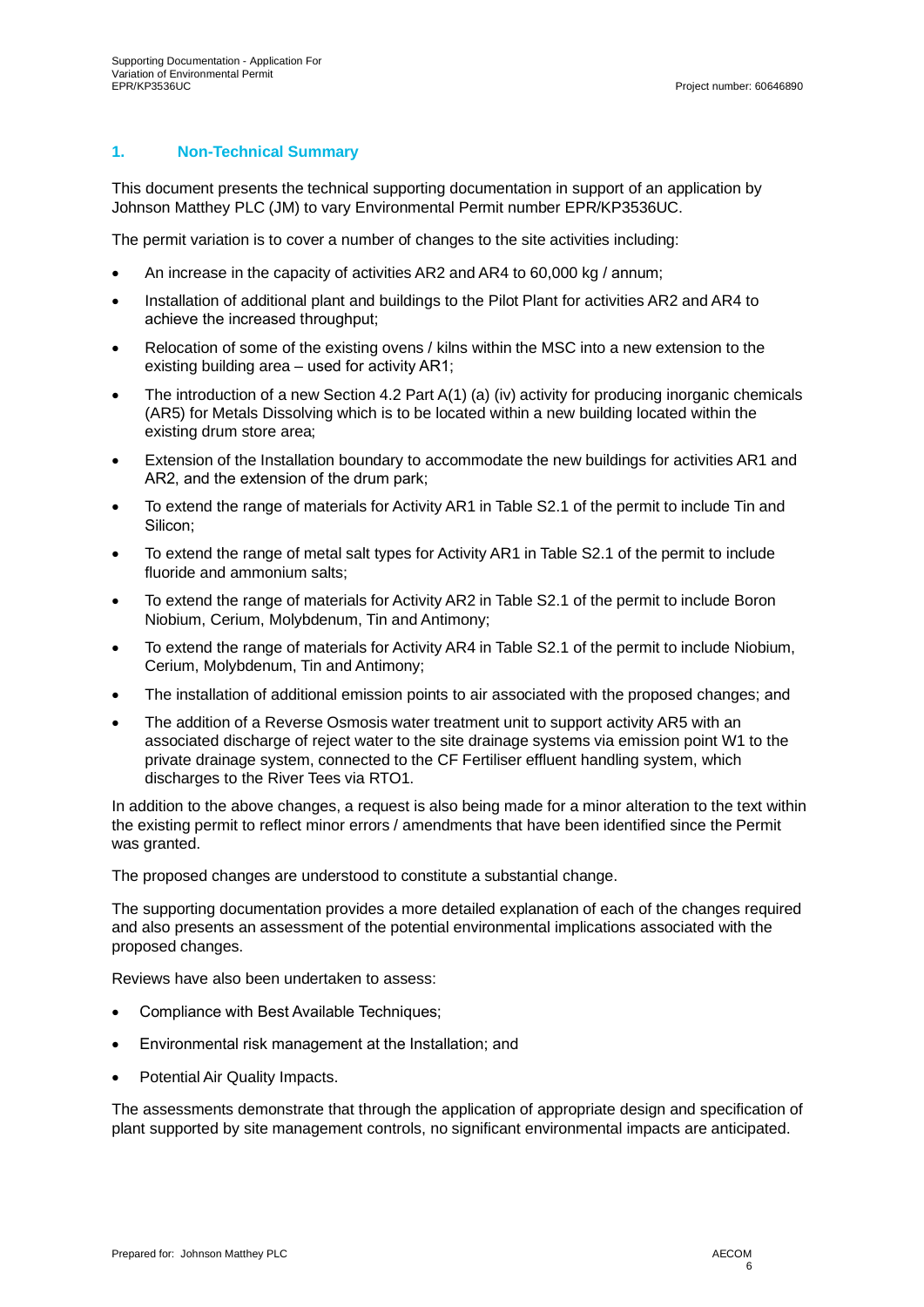## 1. Non-Technical Summary

This document presents the technical supporting documentation in support of an application by Johnson Matthey PLC (JM) to vary Environmental Permit number EPR/KP3536UC.

The permit variation is to cover a number of changes to the site activities including:

- An increase in the capacity of activities AR2 and AR4 to 60,000 kg / annum;
- Installation of additional plant and buildings to the Pilot Plant for activities AR2 and AR4 to achieve the increased throughput;
- Relocation of some of the existing ovens / kilns within the MSC into a new extension to the existing building area – used for activity AR1;
- The introduction of a new Section 4.2 Part A(1) (a) (iv) activity for producing inorganic chemicals (AR5) for Metals Dissolving which is to be located within a new building located within the existing drum store area;
- Extension of the Installation boundary to accommodate the new buildings for activities AR1 and AR2, and the extension of the drum park;
- To extend the range of materials for Activity AR1 in Table S2.1 of the permit to include Tin and Silicon;
- To extend the range of metal salt types for Activity AR1 in Table S2.1 of the permit to include fluoride and ammonium salts;
- To extend the range of materials for Activity AR2 in Table S2.1 of the permit to include Boron Niobium, Cerium, Molybdenum, Tin and Antimony;
- To extend the range of materials for Activity AR4 in Table S2.1 of the permit to include Niobium, Cerium, Molybdenum, Tin and Antimony;
- The installation of additional emission points to air associated with the proposed changes; and
- The addition of a Reverse Osmosis water treatment unit to support activity AR5 with an associated discharge of reject water to the site drainage systems via emission point W1 to the private drainage system, connected to the CF Fertiliser effluent handling system, which discharges to the River Tees via RTO1.

In addition to the above changes, a request is also being made for a minor alteration to the text within the existing permit to reflect minor errors / amendments that have been identified since the Permit was granted.

The proposed changes are understood to constitute a substantial change.

The supporting documentation provides a more detailed explanation of each of the changes required and also presents an assessment of the potential environmental implications associated with the proposed changes.

Reviews have also been undertaken to assess:

- Compliance with Best Available Techniques;
- Environmental risk management at the Installation; and
- Potential Air Quality Impacts.

The assessments demonstrate that through the application of appropriate design and specification of plant supported by site management controls, no significant environmental impacts are anticipated.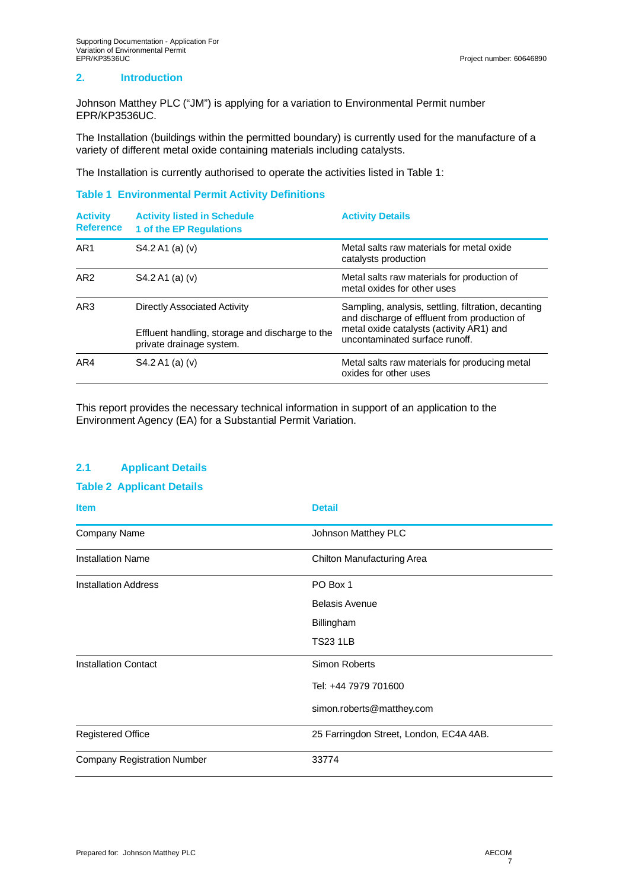## 2. Introduction

Johnson Matthey PLC ("JM") is applying for a variation to Environmental Permit number EPR/KP3536UC.

The Installation (buildings within the permitted boundary) is currently used for the manufacture of a variety of different metal oxide containing materials including catalysts.

The Installation is currently authorised to operate the activities listed in Table 1:

**Table 1 Environmental Permit Activity Definitions**

| Activity Reference | Activity listed in Schedule 1 of the EP Regulations | Activity Details |
|---|---|---|
| AR1 | S4.2 A1 (a) (v) | Metal salts raw materials for metal oxide catalysts production |
| AR2 | S4.2 A1 (a) (v) | Metal salts raw materials for production of metal oxides for other uses |
| AR3 | Directly Associated Activity<br><br>Effluent handling, storage and discharge to the private drainage system. | Sampling, analysis, settling, filtration, decanting and discharge of effluent from production of metal oxide catalysts (activity AR1) and uncontaminated surface runoff. |
| AR4 | S4.2 A1 (a) (v) | Metal salts raw materials for producing metal oxides for other uses |

This report provides the necessary technical information in support of an application to the Environment Agency (EA) for a Substantial Permit Variation.

### 2.1 Applicant Details

**Table 2 Applicant Details**

| Item | Detail |
|---|---|
| Company Name | Johnson Matthey PLC |
| Installation Name | Chilton Manufacturing Area |
| Installation Address | PO Box 1<br>Belasis Avenue<br>Billingham<br>TS23 1LB |
| Installation Contact | Simon Roberts<br>Tel: +44 7979 701600<br>simon.roberts@matthey.com |
| Registered Office | 25 Farringdon Street, London, EC4A 4AB. |
| Company Registration Number | 33774 |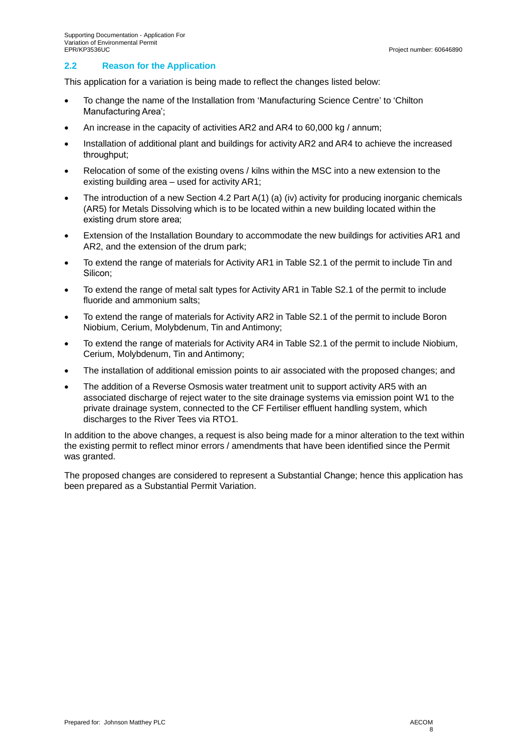## 2.2 Reason for the Application

This application for a variation is being made to reflect the changes listed below:

- To change the name of the Installation from 'Manufacturing Science Centre' to 'Chilton Manufacturing Area';
- An increase in the capacity of activities AR2 and AR4 to 60,000 kg / annum;
- Installation of additional plant and buildings for activity AR2 and AR4 to achieve the increased throughput;
- Relocation of some of the existing ovens / kilns within the MSC into a new extension to the existing building area – used for activity AR1;
- The introduction of a new Section 4.2 Part A(1) (a) (iv) activity for producing inorganic chemicals (AR5) for Metals Dissolving which is to be located within a new building located within the existing drum store area;
- Extension of the Installation Boundary to accommodate the new buildings for activities AR1 and AR2, and the extension of the drum park;
- To extend the range of materials for Activity AR1 in Table S2.1 of the permit to include Tin and Silicon;
- To extend the range of metal salt types for Activity AR1 in Table S2.1 of the permit to include fluoride and ammonium salts;
- To extend the range of materials for Activity AR2 in Table S2.1 of the permit to include Boron Niobium, Cerium, Molybdenum, Tin and Antimony;
- To extend the range of materials for Activity AR4 in Table S2.1 of the permit to include Niobium, Cerium, Molybdenum, Tin and Antimony;
- The installation of additional emission points to air associated with the proposed changes; and
- The addition of a Reverse Osmosis water treatment unit to support activity AR5 with an associated discharge of reject water to the site drainage systems via emission point W1 to the private drainage system, connected to the CF Fertiliser effluent handling system, which discharges to the River Tees via RTO1.

In addition to the above changes, a request is also being made for a minor alteration to the text within the existing permit to reflect minor errors / amendments that have been identified since the Permit was granted.

The proposed changes are considered to represent a Substantial Change; hence this application has been prepared as a Substantial Permit Variation.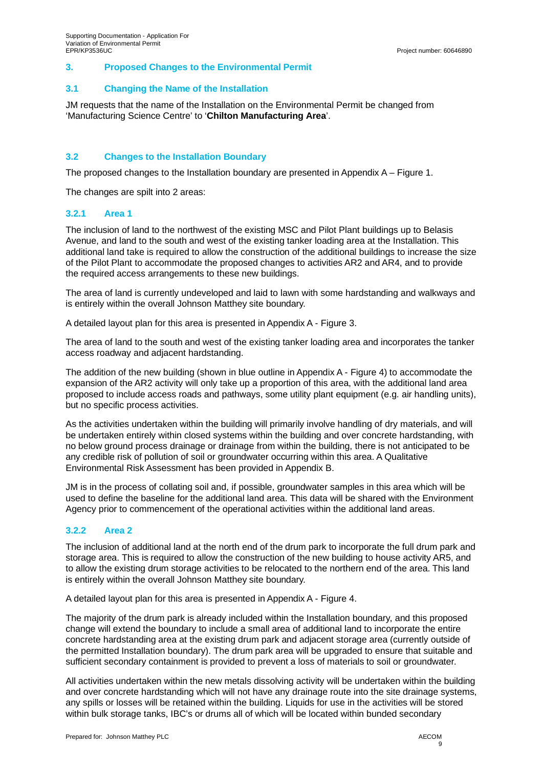## 3. Proposed Changes to the Environmental Permit

### 3.1 Changing the Name of the Installation

JM requests that the name of the Installation on the Environmental Permit be changed from 'Manufacturing Science Centre' to '**Chilton Manufacturing Area**'.

### 3.2 Changes to the Installation Boundary

The proposed changes to the Installation boundary are presented in Appendix A – Figure 1.

The changes are spilt into 2 areas:

#### 3.2.1 Area 1

The inclusion of land to the northwest of the existing MSC and Pilot Plant buildings up to Belasis Avenue, and land to the south and west of the existing tanker loading area at the Installation. This additional land take is required to allow the construction of the additional buildings to increase the size of the Pilot Plant to accommodate the proposed changes to activities AR2 and AR4, and to provide the required access arrangements to these new buildings.

The area of land is currently undeveloped and laid to lawn with some hardstanding and walkways and is entirely within the overall Johnson Matthey site boundary.

A detailed layout plan for this area is presented in Appendix A - Figure 3.

The area of land to the south and west of the existing tanker loading area and incorporates the tanker access roadway and adjacent hardstanding.

The addition of the new building (shown in blue outline in Appendix A - Figure 4) to accommodate the expansion of the AR2 activity will only take up a proportion of this area, with the additional land area proposed to include access roads and pathways, some utility plant equipment (e.g. air handling units), but no specific process activities.

As the activities undertaken within the building will primarily involve handling of dry materials, and will be undertaken entirely within closed systems within the building and over concrete hardstanding, with no below ground process drainage or drainage from within the building, there is not anticipated to be any credible risk of pollution of soil or groundwater occurring within this area. A Qualitative Environmental Risk Assessment has been provided in Appendix B.

JM is in the process of collating soil and, if possible, groundwater samples in this area which will be used to define the baseline for the additional land area. This data will be shared with the Environment Agency prior to commencement of the operational activities within the additional land areas.

#### 3.2.2 Area 2

The inclusion of additional land at the north end of the drum park to incorporate the full drum park and storage area. This is required to allow the construction of the new building to house activity AR5, and to allow the existing drum storage activities to be relocated to the northern end of the area. This land is entirely within the overall Johnson Matthey site boundary.

A detailed layout plan for this area is presented in Appendix A - Figure 4.

The majority of the drum park is already included within the Installation boundary, and this proposed change will extend the boundary to include a small area of additional land to incorporate the entire concrete hardstanding area at the existing drum park and adjacent storage area (currently outside of the permitted Installation boundary). The drum park area will be upgraded to ensure that suitable and sufficient secondary containment is provided to prevent a loss of materials to soil or groundwater.

All activities undertaken within the new metals dissolving activity will be undertaken within the building and over concrete hardstanding which will not have any drainage route into the site drainage systems, any spills or losses will be retained within the building. Liquids for use in the activities will be stored within bulk storage tanks, IBC's or drums all of which will be located within bunded secondary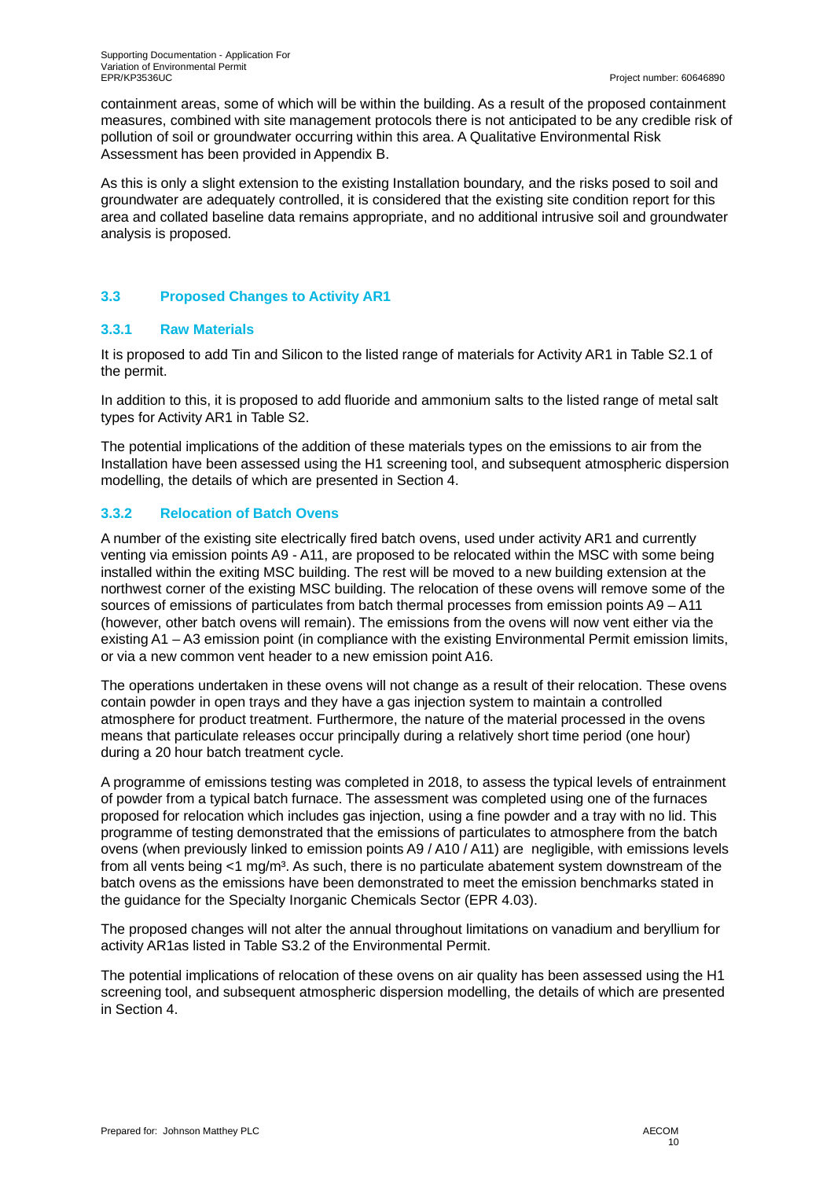containment areas, some of which will be within the building. As a result of the proposed containment measures, combined with site management protocols there is not anticipated to be any credible risk of pollution of soil or groundwater occurring within this area. A Qualitative Environmental Risk Assessment has been provided in Appendix B.

As this is only a slight extension to the existing Installation boundary, and the risks posed to soil and groundwater are adequately controlled, it is considered that the existing site condition report for this area and collated baseline data remains appropriate, and no additional intrusive soil and groundwater analysis is proposed.

### 3.3 Proposed Changes to Activity AR1

#### 3.3.1 Raw Materials

It is proposed to add Tin and Silicon to the listed range of materials for Activity AR1 in Table S2.1 of the permit.

In addition to this, it is proposed to add fluoride and ammonium salts to the listed range of metal salt types for Activity AR1 in Table S2.

The potential implications of the addition of these materials types on the emissions to air from the Installation have been assessed using the H1 screening tool, and subsequent atmospheric dispersion modelling, the details of which are presented in Section 4.

#### 3.3.2 Relocation of Batch Ovens

A number of the existing site electrically fired batch ovens, used under activity AR1 and currently venting via emission points A9 - A11, are proposed to be relocated within the MSC with some being installed within the exiting MSC building. The rest will be moved to a new building extension at the northwest corner of the existing MSC building. The relocation of these ovens will remove some of the sources of emissions of particulates from batch thermal processes from emission points A9 – A11 (however, other batch ovens will remain). The emissions from the ovens will now vent either via the existing A1 – A3 emission point (in compliance with the existing Environmental Permit emission limits, or via a new common vent header to a new emission point A16.

The operations undertaken in these ovens will not change as a result of their relocation. These ovens contain powder in open trays and they have a gas injection system to maintain a controlled atmosphere for product treatment. Furthermore, the nature of the material processed in the ovens means that particulate releases occur principally during a relatively short time period (one hour) during a 20 hour batch treatment cycle.

A programme of emissions testing was completed in 2018, to assess the typical levels of entrainment of powder from a typical batch furnace. The assessment was completed using one of the furnaces proposed for relocation which includes gas injection, using a fine powder and a tray with no lid. This programme of testing demonstrated that the emissions of particulates to atmosphere from the batch ovens (when previously linked to emission points A9 / A10 / A11) are negligible, with emissions levels from all vents being <1 mg/m³. As such, there is no particulate abatement system downstream of the batch ovens as the emissions have been demonstrated to meet the emission benchmarks stated in the guidance for the Specialty Inorganic Chemicals Sector (EPR 4.03).

The proposed changes will not alter the annual throughout limitations on vanadium and beryllium for activity AR1as listed in Table S3.2 of the Environmental Permit.

The potential implications of relocation of these ovens on air quality has been assessed using the H1 screening tool, and subsequent atmospheric dispersion modelling, the details of which are presented in Section 4.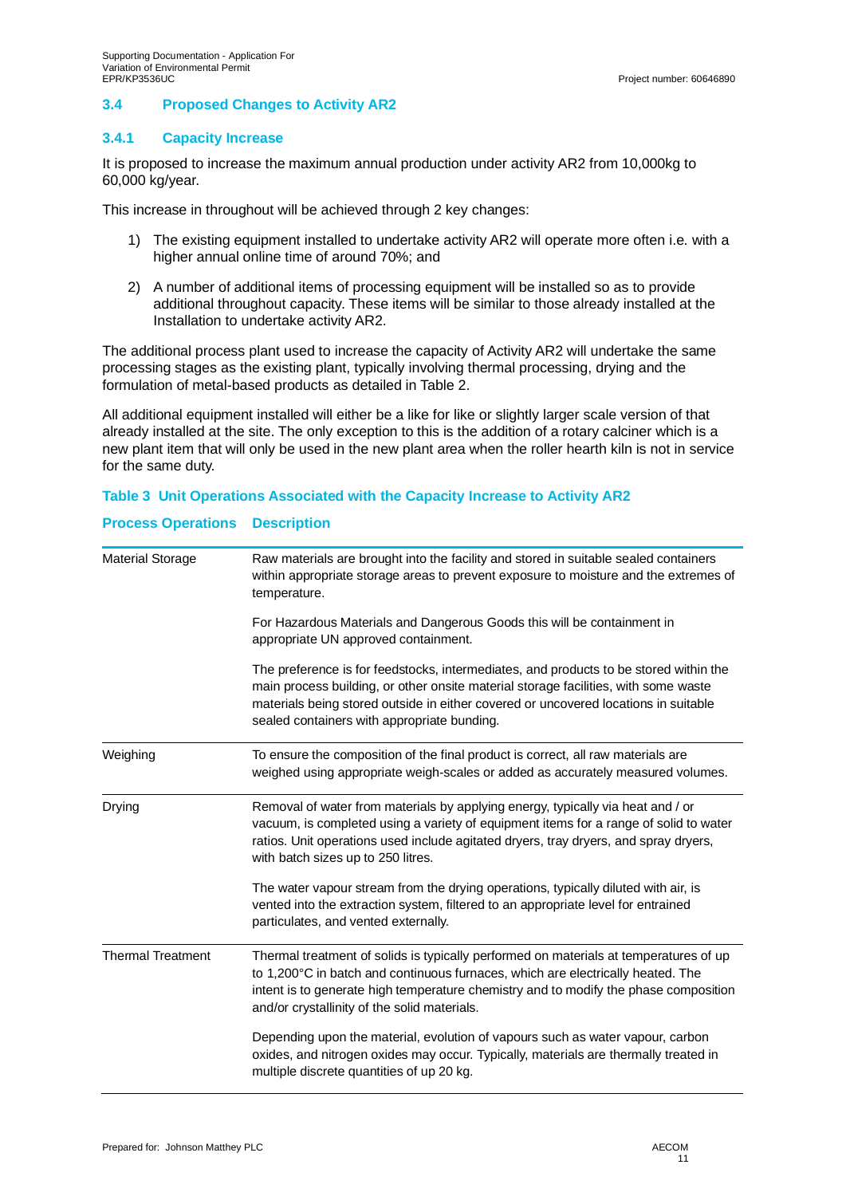### 3.4 Proposed Changes to Activity AR2

#### 3.4.1 Capacity Increase

It is proposed to increase the maximum annual production under activity AR2 from 10,000kg to 60,000 kg/year.

This increase in throughout will be achieved through 2 key changes:

1) The existing equipment installed to undertake activity AR2 will operate more often i.e. with a higher annual online time of around 70%; and

2) A number of additional items of processing equipment will be installed so as to provide additional throughout capacity. These items will be similar to those already installed at the Installation to undertake activity AR2.

The additional process plant used to increase the capacity of Activity AR2 will undertake the same processing stages as the existing plant, typically involving thermal processing, drying and the formulation of metal-based products as detailed in Table 2.

All additional equipment installed will either be a like for like or slightly larger scale version of that already installed at the site. The only exception to this is the addition of a rotary calciner which is a new plant item that will only be used in the new plant area when the roller hearth kiln is not in service for the same duty.

**Table 3 Unit Operations Associated with the Capacity Increase to Activity AR2**

| Process Operations | Description |
|---|---|
| Material Storage | Raw materials are brought into the facility and stored in suitable sealed containers within appropriate storage areas to prevent exposure to moisture and the extremes of temperature.<br><br>For Hazardous Materials and Dangerous Goods this will be containment in appropriate UN approved containment.<br><br>The preference is for feedstocks, intermediates, and products to be stored within the main process building, or other onsite material storage facilities, with some waste materials being stored outside in either covered or uncovered locations in suitable sealed containers with appropriate bunding. |
| Weighing | To ensure the composition of the final product is correct, all raw materials are weighed using appropriate weigh-scales or added as accurately measured volumes. |
| Drying | Removal of water from materials by applying energy, typically via heat and / or vacuum, is completed using a variety of equipment items for a range of solid to water ratios. Unit operations used include agitated dryers, tray dryers, and spray dryers, with batch sizes up to 250 litres.<br><br>The water vapour stream from the drying operations, typically diluted with air, is vented into the extraction system, filtered to an appropriate level for entrained particulates, and vented externally. |
| Thermal Treatment | Thermal treatment of solids is typically performed on materials at temperatures of up to 1,200°C in batch and continuous furnaces, which are electrically heated. The intent is to generate high temperature chemistry and to modify the phase composition and/or crystallinity of the solid materials.<br><br>Depending upon the material, evolution of vapours such as water vapour, carbon oxides, and nitrogen oxides may occur. Typically, materials are thermally treated in multiple discrete quantities of up 20 kg. |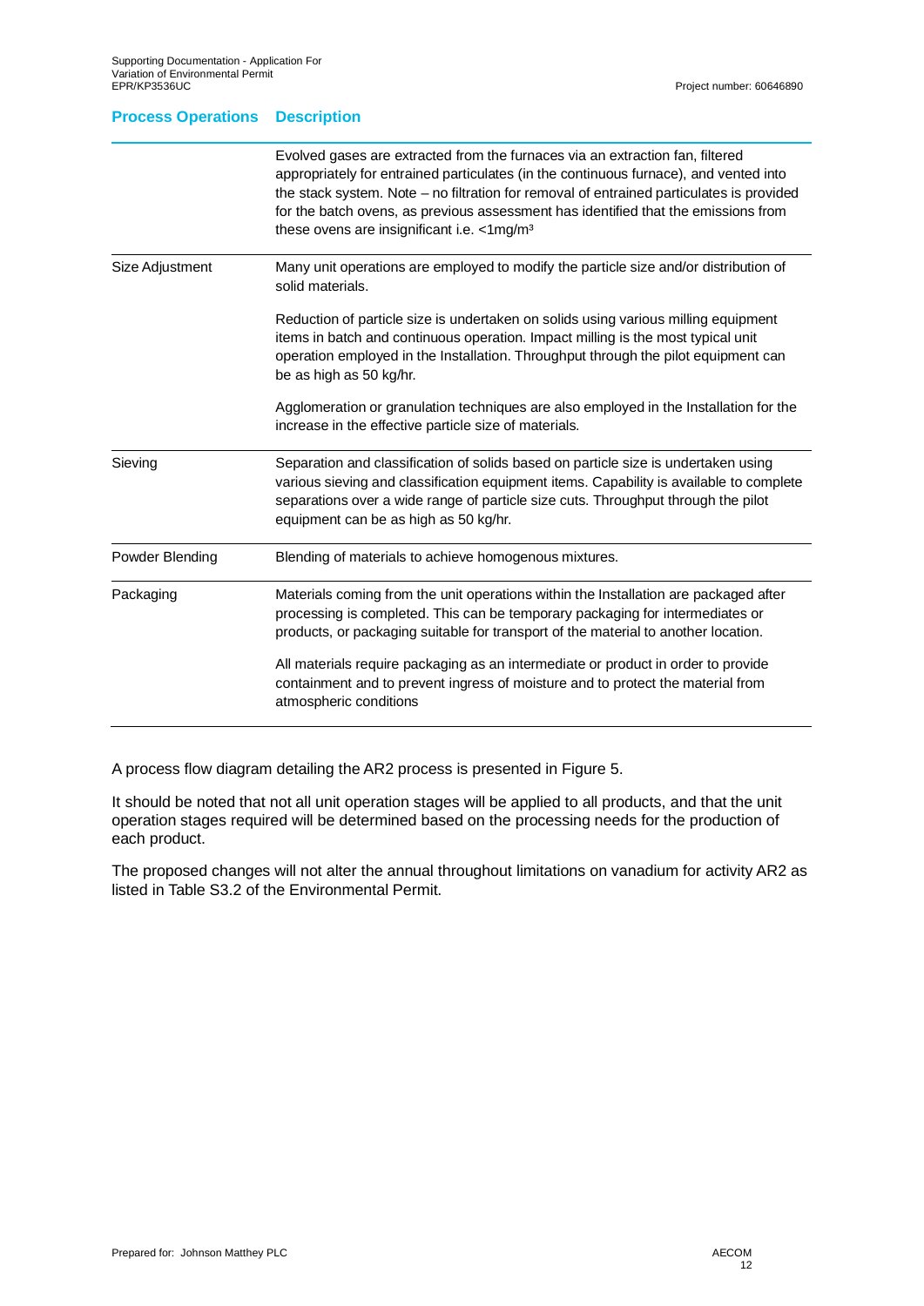| Process Operations | Description |
|---|---|
| | Evolved gases are extracted from the furnaces via an extraction fan, filtered appropriately for entrained particulates (in the continuous furnace), and vented into the stack system. Note – no filtration for removal of entrained particulates is provided for the batch ovens, as previous assessment has identified that the emissions from these ovens are insignificant i.e. <1mg/m³ |
| Size Adjustment | Many unit operations are employed to modify the particle size and/or distribution of solid materials.<br><br>Reduction of particle size is undertaken on solids using various milling equipment items in batch and continuous operation. Impact milling is the most typical unit operation employed in the Installation. Throughput through the pilot equipment can be as high as 50 kg/hr.<br><br>Agglomeration or granulation techniques are also employed in the Installation for the increase in the effective particle size of materials. |
| Sieving | Separation and classification of solids based on particle size is undertaken using various sieving and classification equipment items. Capability is available to complete separations over a wide range of particle size cuts. Throughput through the pilot equipment can be as high as 50 kg/hr. |
| Powder Blending | Blending of materials to achieve homogenous mixtures. |
| Packaging | Materials coming from the unit operations within the Installation are packaged after processing is completed. This can be temporary packaging for intermediates or products, or packaging suitable for transport of the material to another location.<br><br>All materials require packaging as an intermediate or product in order to provide containment and to prevent ingress of moisture and to protect the material from atmospheric conditions |

A process flow diagram detailing the AR2 process is presented in Figure 5.

It should be noted that not all unit operation stages will be applied to all products, and that the unit operation stages required will be determined based on the processing needs for the production of each product.

The proposed changes will not alter the annual throughout limitations on vanadium for activity AR2 as listed in Table S3.2 of the Environmental Permit.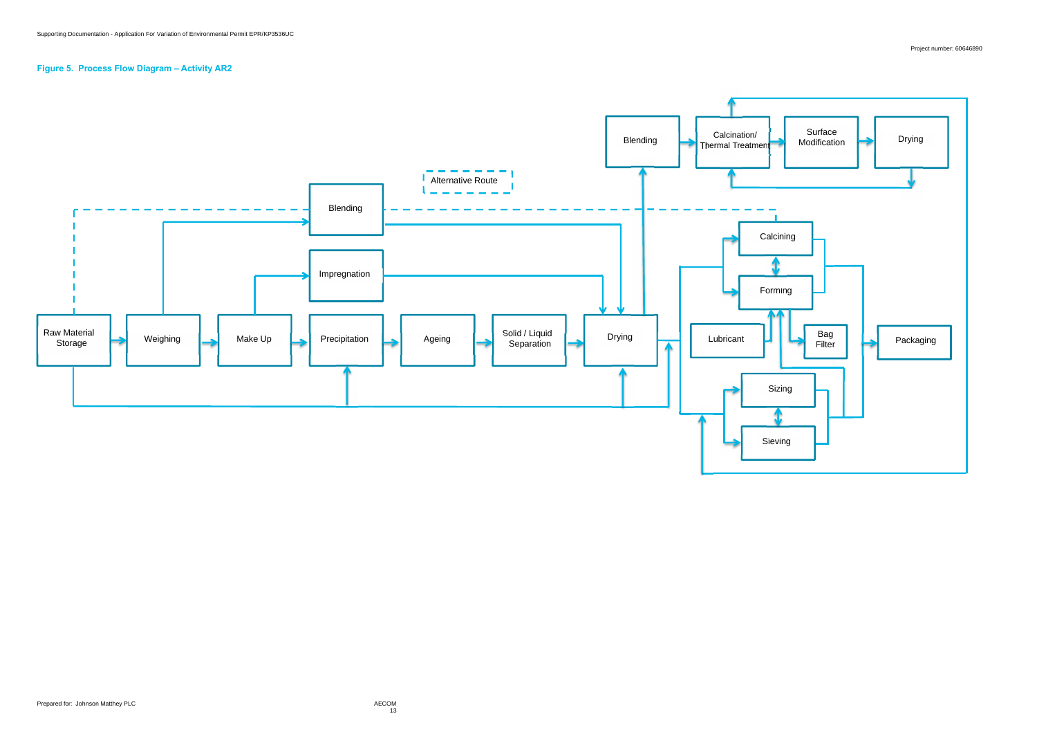**Figure 5. Process Flow Diagram – Activity AR2**

Alternative Route

Raw Material Storage

Weighing

Make Up

Precipitation

Ageing

Solid / Liquid Separation

Drying

Blending

Impregnation

Blending

Calcination/ Thermal Treatment

Surface Modification

Drying

Calcining

Forming

Lubricant

Bag Filter

Sizing

Sieving

Packaging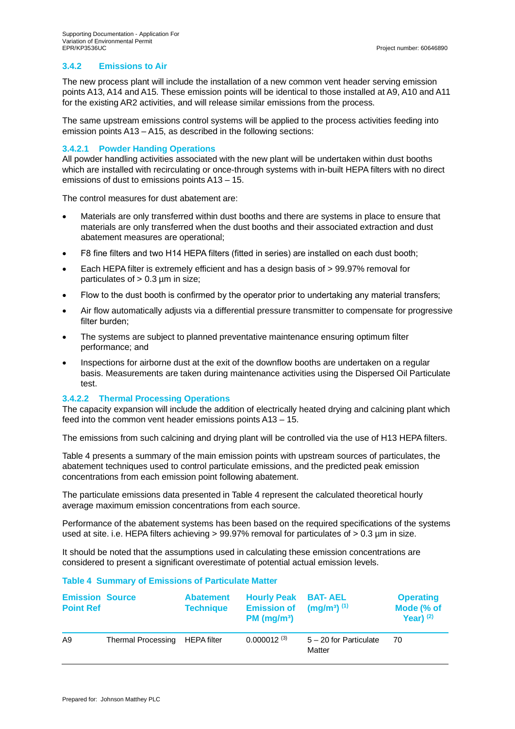### 3.4.2 Emissions to Air

The new process plant will include the installation of a new common vent header serving emission points A13, A14 and A15. These emission points will be identical to those installed at A9, A10 and A11 for the existing AR2 activities, and will release similar emissions from the process.

The same upstream emissions control systems will be applied to the process activities feeding into emission points A13 – A15, as described in the following sections:

#### 3.4.2.1 Powder Handing Operations

All powder handling activities associated with the new plant will be undertaken within dust booths which are installed with recirculating or once-through systems with in-built HEPA filters with no direct emissions of dust to emissions points A13 – 15.

The control measures for dust abatement are:

- Materials are only transferred within dust booths and there are systems in place to ensure that materials are only transferred when the dust booths and their associated extraction and dust abatement measures are operational;
- F8 fine filters and two H14 HEPA filters (fitted in series) are installed on each dust booth;
- Each HEPA filter is extremely efficient and has a design basis of > 99.97% removal for particulates of > 0.3 µm in size;
- Flow to the dust booth is confirmed by the operator prior to undertaking any material transfers;
- Air flow automatically adjusts via a differential pressure transmitter to compensate for progressive filter burden;
- The systems are subject to planned preventative maintenance ensuring optimum filter performance; and
- Inspections for airborne dust at the exit of the downflow booths are undertaken on a regular basis. Measurements are taken during maintenance activities using the Dispersed Oil Particulate test.

#### 3.4.2.2 Thermal Processing Operations

The capacity expansion will include the addition of electrically heated drying and calcining plant which feed into the common vent header emissions points A13 – 15.

The emissions from such calcining and drying plant will be controlled via the use of H13 HEPA filters.

Table 4 presents a summary of the main emission points with upstream sources of particulates, the abatement techniques used to control particulate emissions, and the predicted peak emission concentrations from each emission point following abatement.

The particulate emissions data presented in Table 4 represent the calculated theoretical hourly average maximum emission concentrations from each source.

Performance of the abatement systems has been based on the required specifications of the systems used at site. i.e. HEPA filters achieving > 99.97% removal for particulates of > 0.3 µm in size.

It should be noted that the assumptions used in calculating these emission concentrations are considered to present a significant overestimate of potential actual emission levels.

**Table 4 Summary of Emissions of Particulate Matter**

| Emission Point Ref | Source | Abatement Technique | Hourly Peak Emission of PM ($mg/m^3$) | BAT- AEL ($mg/m^3$) (1) | Operating Mode (% of Year) (2) |
|---|---|---|---|---|---|
| A9 | Thermal Processing | HEPA filter | 0.000012 (3) | 5 – 20 for Particulate Matter | 70 |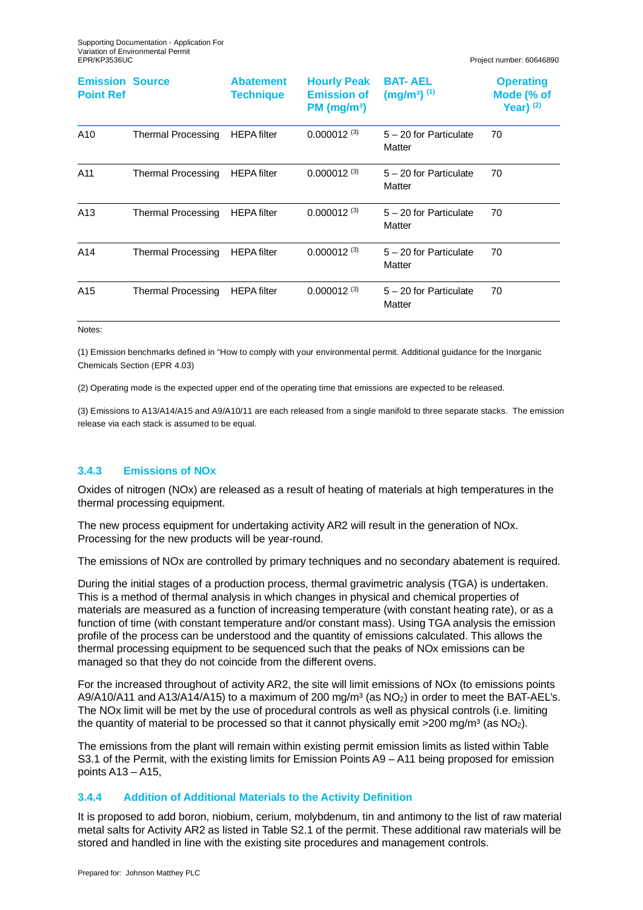| Emission Point Ref | Source | Abatement Technique | Hourly Peak Emission of PM ($mg/m^3$) | BAT- AEL ($mg/m^3$) (1) | Operating Mode (% of Year) (2) |
|---|---|---|---|---|---|
| A10 | Thermal Processing | HEPA filter | 0.000012 (3) | 5 – 20 for Particulate Matter | 70 |
| A11 | Thermal Processing | HEPA filter | 0.000012 (3) | 5 – 20 for Particulate Matter | 70 |
| A13 | Thermal Processing | HEPA filter | 0.000012 (3) | 5 – 20 for Particulate Matter | 70 |
| A14 | Thermal Processing | HEPA filter | 0.000012 (3) | 5 – 20 for Particulate Matter | 70 |
| A15 | Thermal Processing | HEPA filter | 0.000012 (3) | 5 – 20 for Particulate Matter | 70 |

Notes:

(1) Emission benchmarks defined in "How to comply with your environmental permit. Additional guidance for the Inorganic Chemicals Section (EPR 4.03)

(2) Operating mode is the expected upper end of the operating time that emissions are expected to be released.

(3) Emissions to A13/A14/A15 and A9/A10/11 are each released from a single manifold to three separate stacks. The emission release via each stack is assumed to be equal.

### 3.4.3 Emissions of NOx

Oxides of nitrogen (NOx) are released as a result of heating of materials at high temperatures in the thermal processing equipment.

The new process equipment for undertaking activity AR2 will result in the generation of NOx. Processing for the new products will be year-round.

The emissions of NOx are controlled by primary techniques and no secondary abatement is required.

During the initial stages of a production process, thermal gravimetric analysis (TGA) is undertaken. This is a method of thermal analysis in which changes in physical and chemical properties of materials are measured as a function of increasing temperature (with constant heating rate), or as a function of time (with constant temperature and/or constant mass). Using TGA analysis the emission profile of the process can be understood and the quantity of emissions calculated. This allows the thermal processing equipment to be sequenced such that the peaks of NOx emissions can be managed so that they do not coincide from the different ovens.

For the increased throughout of activity AR2, the site will limit emissions of NOx (to emissions points A9/A10/A11 and A13/A14/A15) to a maximum of 200 $mg/m^3$ (as $NO_2$) in order to meet the BAT-AEL's. The NOx limit will be met by the use of procedural controls as well as physical controls (i.e. limiting the quantity of material to be processed so that it cannot physically emit >200 $mg/m^3$ (as $NO_2$).

The emissions from the plant will remain within existing permit emission limits as listed within Table S3.1 of the Permit, with the existing limits for Emission Points A9 – A11 being proposed for emission points A13 – A15,

### 3.4.4 Addition of Additional Materials to the Activity Definition

It is proposed to add boron, niobium, cerium, molybdenum, tin and antimony to the list of raw material metal salts for Activity AR2 as listed in Table S2.1 of the permit. These additional raw materials will be stored and handled in line with the existing site procedures and management controls.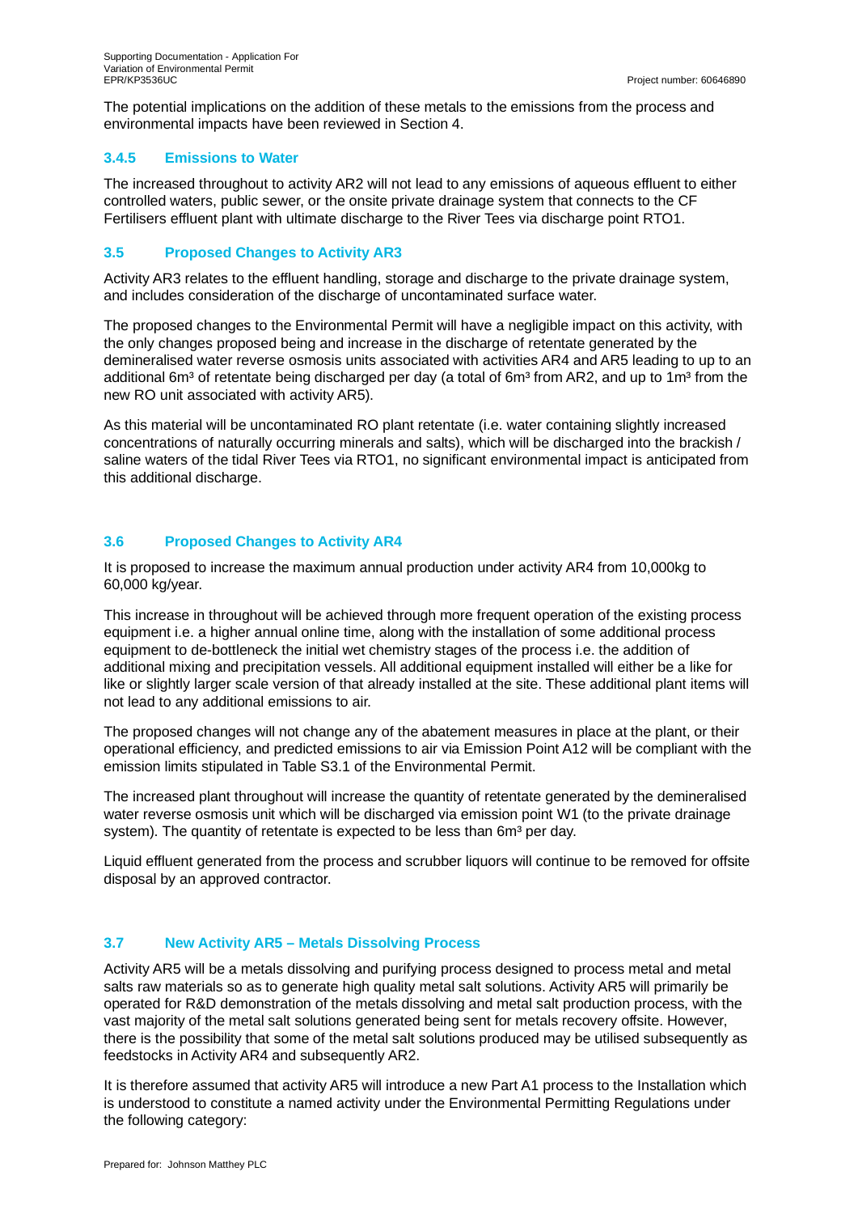The potential implications on the addition of these metals to the emissions from the process and environmental impacts have been reviewed in Section 4.

### 3.4.5 Emissions to Water

The increased throughout to activity AR2 will not lead to any emissions of aqueous effluent to either controlled waters, public sewer, or the onsite private drainage system that connects to the CF Fertilisers effluent plant with ultimate discharge to the River Tees via discharge point RTO1.

## 3.5 Proposed Changes to Activity AR3

Activity AR3 relates to the effluent handling, storage and discharge to the private drainage system, and includes consideration of the discharge of uncontaminated surface water.

The proposed changes to the Environmental Permit will have a negligible impact on this activity, with the only changes proposed being and increase in the discharge of retentate generated by the demineralised water reverse osmosis units associated with activities AR4 and AR5 leading to up to an additional 6m³ of retentate being discharged per day (a total of 6m³ from AR2, and up to 1m³ from the new RO unit associated with activity AR5).

As this material will be uncontaminated RO plant retentate (i.e. water containing slightly increased concentrations of naturally occurring minerals and salts), which will be discharged into the brackish / saline waters of the tidal River Tees via RTO1, no significant environmental impact is anticipated from this additional discharge.

## 3.6 Proposed Changes to Activity AR4

It is proposed to increase the maximum annual production under activity AR4 from 10,000kg to 60,000 kg/year.

This increase in throughout will be achieved through more frequent operation of the existing process equipment i.e. a higher annual online time, along with the installation of some additional process equipment to de-bottleneck the initial wet chemistry stages of the process i.e. the addition of additional mixing and precipitation vessels. All additional equipment installed will either be a like for like or slightly larger scale version of that already installed at the site. These additional plant items will not lead to any additional emissions to air.

The proposed changes will not change any of the abatement measures in place at the plant, or their operational efficiency, and predicted emissions to air via Emission Point A12 will be compliant with the emission limits stipulated in Table S3.1 of the Environmental Permit.

The increased plant throughout will increase the quantity of retentate generated by the demineralised water reverse osmosis unit which will be discharged via emission point W1 (to the private drainage system). The quantity of retentate is expected to be less than 6m³ per day.

Liquid effluent generated from the process and scrubber liquors will continue to be removed for offsite disposal by an approved contractor.

## 3.7 New Activity AR5 – Metals Dissolving Process

Activity AR5 will be a metals dissolving and purifying process designed to process metal and metal salts raw materials so as to generate high quality metal salt solutions. Activity AR5 will primarily be operated for R&D demonstration of the metals dissolving and metal salt production process, with the vast majority of the metal salt solutions generated being sent for metals recovery offsite. However, there is the possibility that some of the metal salt solutions produced may be utilised subsequently as feedstocks in Activity AR4 and subsequently AR2.

It is therefore assumed that activity AR5 will introduce a new Part A1 process to the Installation which is understood to constitute a named activity under the Environmental Permitting Regulations under the following category: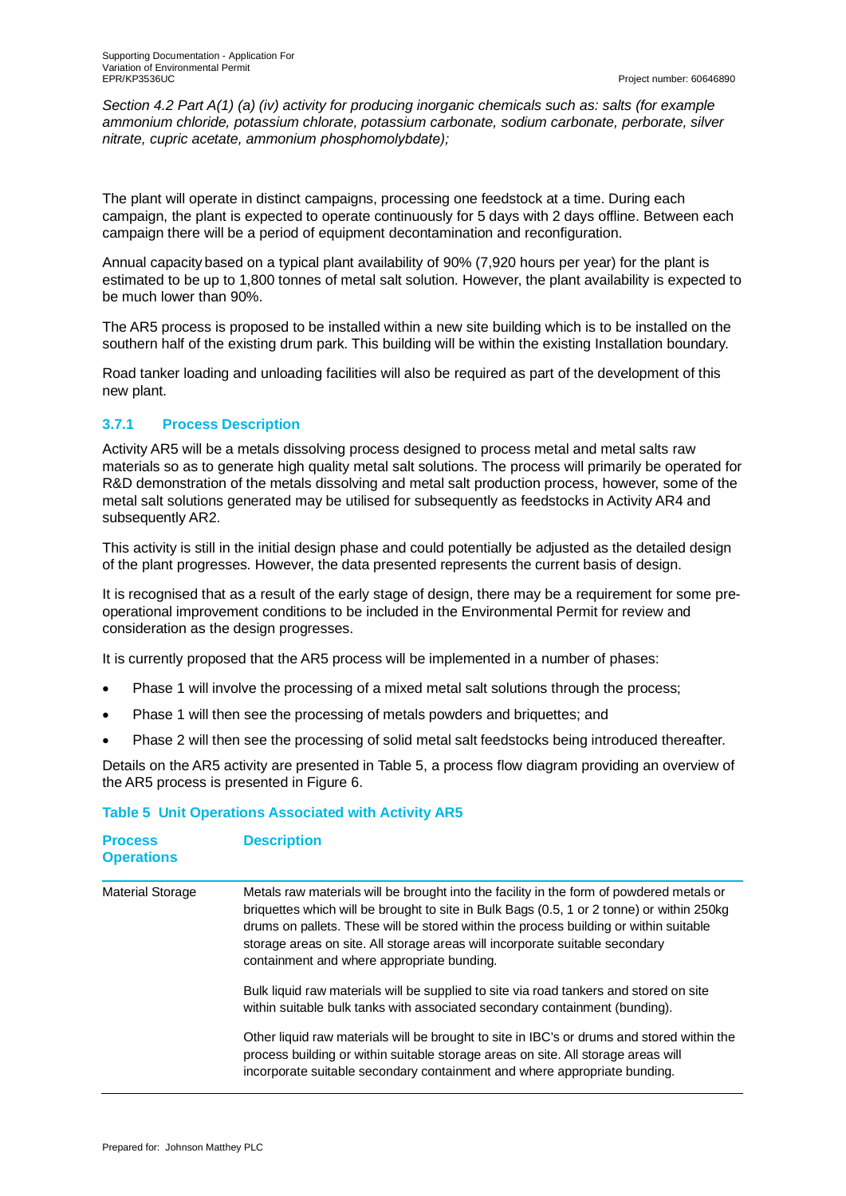*Section 4.2 Part A(1) (a) (iv) activity for producing inorganic chemicals such as: salts (for example ammonium chloride, potassium chlorate, potassium carbonate, sodium carbonate, perborate, silver nitrate, cupric acetate, ammonium phosphomolybdate);*

The plant will operate in distinct campaigns, processing one feedstock at a time. During each campaign, the plant is expected to operate continuously for 5 days with 2 days offline. Between each campaign there will be a period of equipment decontamination and reconfiguration.

Annual capacity based on a typical plant availability of 90% (7,920 hours per year) for the plant is estimated to be up to 1,800 tonnes of metal salt solution. However, the plant availability is expected to be much lower than 90%.

The AR5 process is proposed to be installed within a new site building which is to be installed on the southern half of the existing drum park. This building will be within the existing Installation boundary.

Road tanker loading and unloading facilities will also be required as part of the development of this new plant.

### 3.7.1 Process Description

Activity AR5 will be a metals dissolving process designed to process metal and metal salts raw materials so as to generate high quality metal salt solutions. The process will primarily be operated for R&D demonstration of the metals dissolving and metal salt production process, however, some of the metal salt solutions generated may be utilised for subsequently as feedstocks in Activity AR4 and subsequently AR2.

This activity is still in the initial design phase and could potentially be adjusted as the detailed design of the plant progresses. However, the data presented represents the current basis of design.

It is recognised that as a result of the early stage of design, there may be a requirement for some pre-operational improvement conditions to be included in the Environmental Permit for review and consideration as the design progresses.

It is currently proposed that the AR5 process will be implemented in a number of phases:

- Phase 1 will involve the processing of a mixed metal salt solutions through the process;
- Phase 1 will then see the processing of metals powders and briquettes; and
- Phase 2 will then see the processing of solid metal salt feedstocks being introduced thereafter.

Details on the AR5 activity are presented in Table 5, a process flow diagram providing an overview of the AR5 process is presented in Figure 6.

**Table 5 Unit Operations Associated with Activity AR5**

| Process Operations | Description |
|---|---|
| Material Storage | Metals raw materials will be brought into the facility in the form of powdered metals or briquettes which will be brought to site in Bulk Bags (0.5, 1 or 2 tonne) or within 250kg drums on pallets. These will be stored within the process building or within suitable storage areas on site. All storage areas will incorporate suitable secondary containment and where appropriate bunding.<br><br>Bulk liquid raw materials will be supplied to site via road tankers and stored on site within suitable bulk tanks with associated secondary containment (bunding).<br><br>Other liquid raw materials will be brought to site in IBC's or drums and stored within the process building or within suitable storage areas on site. All storage areas will incorporate suitable secondary containment and where appropriate bunding. |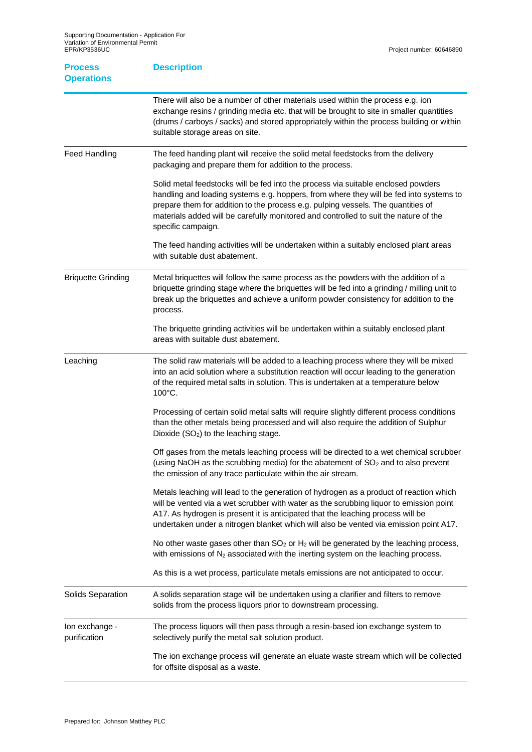| Process Operations | Description |
|---|---|
| | There will also be a number of other materials used within the process e.g. ion exchange resins / grinding media etc. that will be brought to site in smaller quantities (drums / carboys / sacks) and stored appropriately within the process building or within suitable storage areas on site. |
| Feed Handling | The feed handing plant will receive the solid metal feedstocks from the delivery packaging and prepare them for addition to the process.<br><br>Solid metal feedstocks will be fed into the process via suitable enclosed powders handling and loading systems e.g. hoppers, from where they will be fed into systems to prepare them for addition to the process e.g. pulping vessels. The quantities of materials added will be carefully monitored and controlled to suit the nature of the specific campaign.<br><br>The feed handing activities will be undertaken within a suitably enclosed plant areas with suitable dust abatement. |
| Briquette Grinding | Metal briquettes will follow the same process as the powders with the addition of a briquette grinding stage where the briquettes will be fed into a grinding / milling unit to break up the briquettes and achieve a uniform powder consistency for addition to the process.<br><br>The briquette grinding activities will be undertaken within a suitably enclosed plant areas with suitable dust abatement. |
| Leaching | The solid raw materials will be added to a leaching process where they will be mixed into an acid solution where a substitution reaction will occur leading to the generation of the required metal salts in solution. This is undertaken at a temperature below 100°C.<br><br>Processing of certain solid metal salts will require slightly different process conditions than the other metals being processed and will also require the addition of Sulphur Dioxide ($SO_2$) to the leaching stage.<br><br>Off gases from the metals leaching process will be directed to a wet chemical scrubber (using NaOH as the scrubbing media) for the abatement of $SO_2$ and to also prevent the emission of any trace particulate within the air stream.<br><br>Metals leaching will lead to the generation of hydrogen as a product of reaction which will be vented via a wet scrubber with water as the scrubbing liquor to emission point A17. As hydrogen is present it is anticipated that the leaching process will be undertaken under a nitrogen blanket which will also be vented via emission point A17.<br><br>No other waste gases other than $SO_2$ or $H_2$ will be generated by the leaching process, with emissions of $N_2$ associated with the inerting system on the leaching process.<br><br>As this is a wet process, particulate metals emissions are not anticipated to occur. |
| Solids Separation | A solids separation stage will be undertaken using a clarifier and filters to remove solids from the process liquors prior to downstream processing. |
| Ion exchange - purification | The process liquors will then pass through a resin-based ion exchange system to selectively purify the metal salt solution product.<br><br>The ion exchange process will generate an eluate waste stream which will be collected for offsite disposal as a waste. |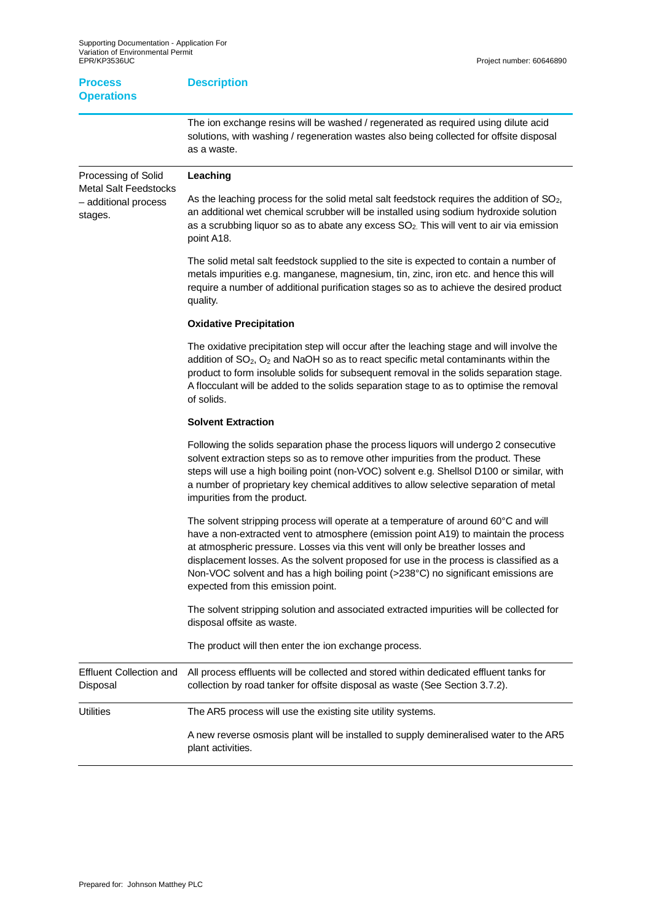| Process Operations | Description |
|---|---|
| | The ion exchange resins will be washed / regenerated as required using dilute acid solutions, with washing / regeneration wastes also being collected for offsite disposal as a waste. |
| Processing of Solid Metal Salt Feedstocks – additional process stages. | **Leaching**<br><br>As the leaching process for the solid metal salt feedstock requires the addition of $SO_2$, an additional wet chemical scrubber will be installed using sodium hydroxide solution as a scrubbing liquor so as to abate any excess $SO_2$. This will vent to air via emission point A18.<br><br>The solid metal salt feedstock supplied to the site is expected to contain a number of metals impurities e.g. manganese, magnesium, tin, zinc, iron etc. and hence this will require a number of additional purification stages so as to achieve the desired product quality.<br><br>**Oxidative Precipitation**<br><br>The oxidative precipitation step will occur after the leaching stage and will involve the addition of $SO_2$, $O_2$ and NaOH so as to react specific metal contaminants within the product to form insoluble solids for subsequent removal in the solids separation stage. A flocculant will be added to the solids separation stage to as to optimise the removal of solids.<br><br>**Solvent Extraction**<br><br>Following the solids separation phase the process liquors will undergo 2 consecutive solvent extraction steps so as to remove other impurities from the product. These steps will use a high boiling point (non-VOC) solvent e.g. Shellsol D100 or similar, with a number of proprietary key chemical additives to allow selective separation of metal impurities from the product.<br><br>The solvent stripping process will operate at a temperature of around 60°C and will have a non-extracted vent to atmosphere (emission point A19) to maintain the process at atmospheric pressure. Losses via this vent will only be breather losses and displacement losses. As the solvent proposed for use in the process is classified as a Non-VOC solvent and has a high boiling point (>238°C) no significant emissions are expected from this emission point.<br><br>The solvent stripping solution and associated extracted impurities will be collected for disposal offsite as waste.<br><br>The product will then enter the ion exchange process. |
| Effluent Collection and Disposal | All process effluents will be collected and stored within dedicated effluent tanks for collection by road tanker for offsite disposal as waste (See Section 3.7.2). |
| Utilities | The AR5 process will use the existing site utility systems.<br><br>A new reverse osmosis plant will be installed to supply demineralised water to the AR5 plant activities. |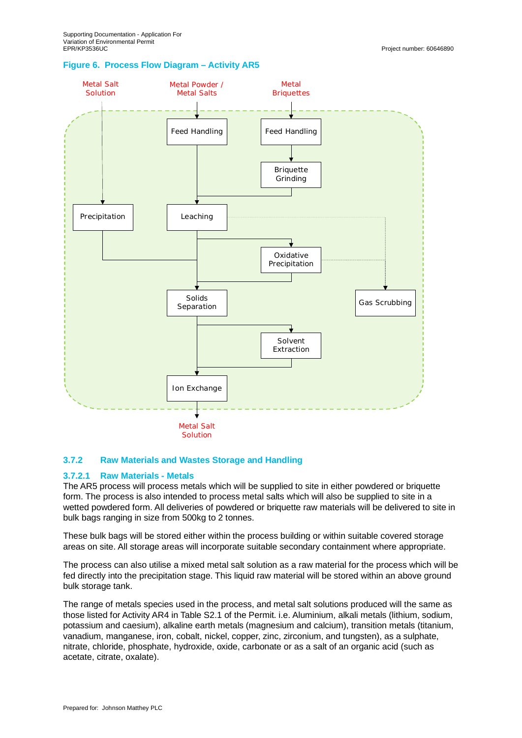## Figure 6. Process Flow Diagram – Activity AR5

Metal Salt Solution

Metal Powder / Metal Salts

Metal Briquettes

Feed Handling

Feed Handling

Briquette Grinding

Precipitation

Leaching

Oxidative Precipitation

Solids Separation

Gas Scrubbing

Solvent Extraction

Ion Exchange

Metal Salt Solution

### 3.7.2 Raw Materials and Wastes Storage and Handling

#### 3.7.2.1 Raw Materials - Metals

The AR5 process will process metals which will be supplied to site in either powdered or briquette form. The process is also intended to process metal salts which will also be supplied to site in a wetted powdered form. All deliveries of powdered or briquette raw materials will be delivered to site in bulk bags ranging in size from 500kg to 2 tonnes.

These bulk bags will be stored either within the process building or within suitable covered storage areas on site. All storage areas will incorporate suitable secondary containment where appropriate.

The process can also utilise a mixed metal salt solution as a raw material for the process which will be fed directly into the precipitation stage. This liquid raw material will be stored within an above ground bulk storage tank.

The range of metals species used in the process, and metal salt solutions produced will the same as those listed for Activity AR4 in Table S2.1 of the Permit. i.e. Aluminium, alkali metals (lithium, sodium, potassium and caesium), alkaline earth metals (magnesium and calcium), transition metals (titanium, vanadium, manganese, iron, cobalt, nickel, copper, zinc, zirconium, and tungsten), as a sulphate, nitrate, chloride, phosphate, hydroxide, oxide, carbonate or as a salt of an organic acid (such as acetate, citrate, oxalate).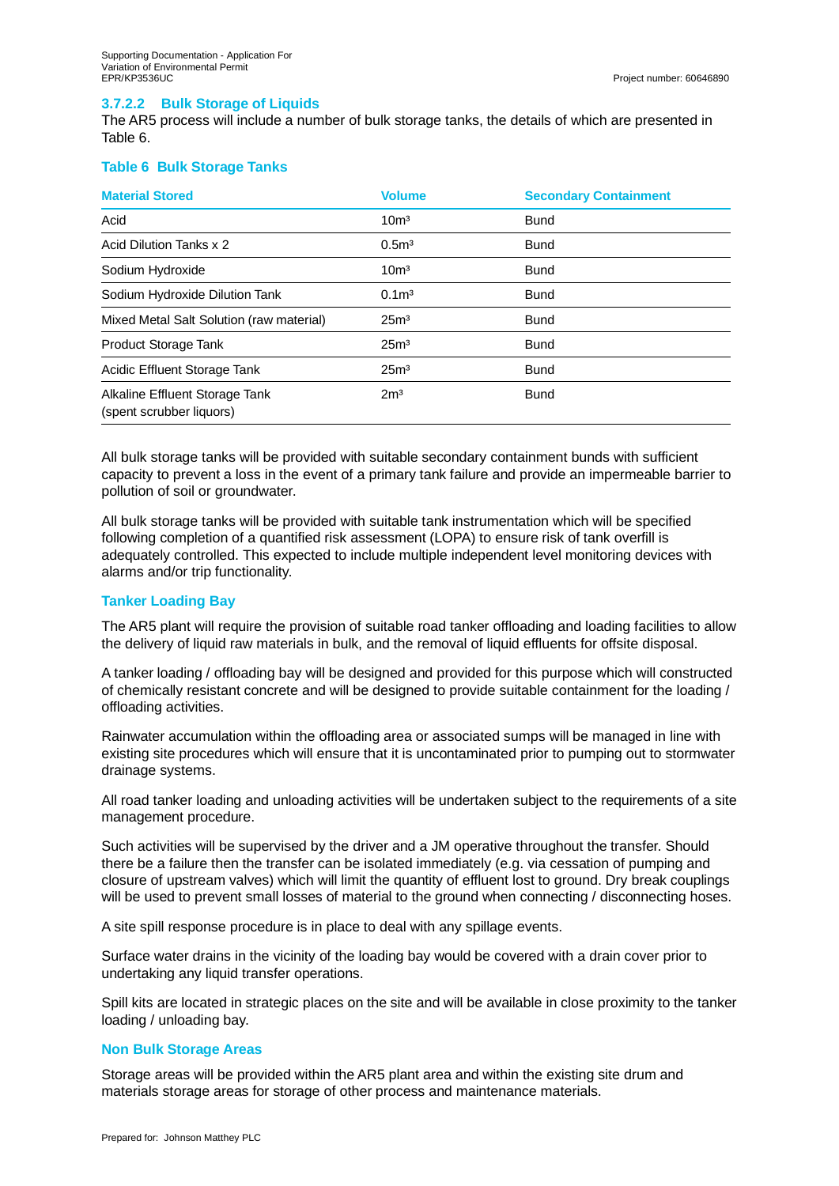#### 3.7.2.2 Bulk Storage of Liquids

The AR5 process will include a number of bulk storage tanks, the details of which are presented in Table 6.

**Table 6 Bulk Storage Tanks**

| Material Stored | Volume | Secondary Containment |
|---|---|---|
| Acid | $10m^3$ | Bund |
| Acid Dilution Tanks x 2 | $0.5m^3$ | Bund |
| Sodium Hydroxide | $10m^3$ | Bund |
| Sodium Hydroxide Dilution Tank | $0.1m^3$ | Bund |
| Mixed Metal Salt Solution (raw material) | $25m^3$ | Bund |
| Product Storage Tank | $25m^3$ | Bund |
| Acidic Effluent Storage Tank | $25m^3$ | Bund |
| Alkaline Effluent Storage Tank (spent scrubber liquors) | $2m^3$ | Bund |

All bulk storage tanks will be provided with suitable secondary containment bunds with sufficient capacity to prevent a loss in the event of a primary tank failure and provide an impermeable barrier to pollution of soil or groundwater.

All bulk storage tanks will be provided with suitable tank instrumentation which will be specified following completion of a quantified risk assessment (LOPA) to ensure risk of tank overfill is adequately controlled. This expected to include multiple independent level monitoring devices with alarms and/or trip functionality.

#### Tanker Loading Bay

The AR5 plant will require the provision of suitable road tanker offloading and loading facilities to allow the delivery of liquid raw materials in bulk, and the removal of liquid effluents for offsite disposal.

A tanker loading / offloading bay will be designed and provided for this purpose which will constructed of chemically resistant concrete and will be designed to provide suitable containment for the loading / offloading activities.

Rainwater accumulation within the offloading area or associated sumps will be managed in line with existing site procedures which will ensure that it is uncontaminated prior to pumping out to stormwater drainage systems.

All road tanker loading and unloading activities will be undertaken subject to the requirements of a site management procedure.

Such activities will be supervised by the driver and a JM operative throughout the transfer. Should there be a failure then the transfer can be isolated immediately (e.g. via cessation of pumping and closure of upstream valves) which will limit the quantity of effluent lost to ground. Dry break couplings will be used to prevent small losses of material to the ground when connecting / disconnecting hoses.

A site spill response procedure is in place to deal with any spillage events.

Surface water drains in the vicinity of the loading bay would be covered with a drain cover prior to undertaking any liquid transfer operations.

Spill kits are located in strategic places on the site and will be available in close proximity to the tanker loading / unloading bay.

#### Non Bulk Storage Areas

Storage areas will be provided within the AR5 plant area and within the existing site drum and materials storage areas for storage of other process and maintenance materials.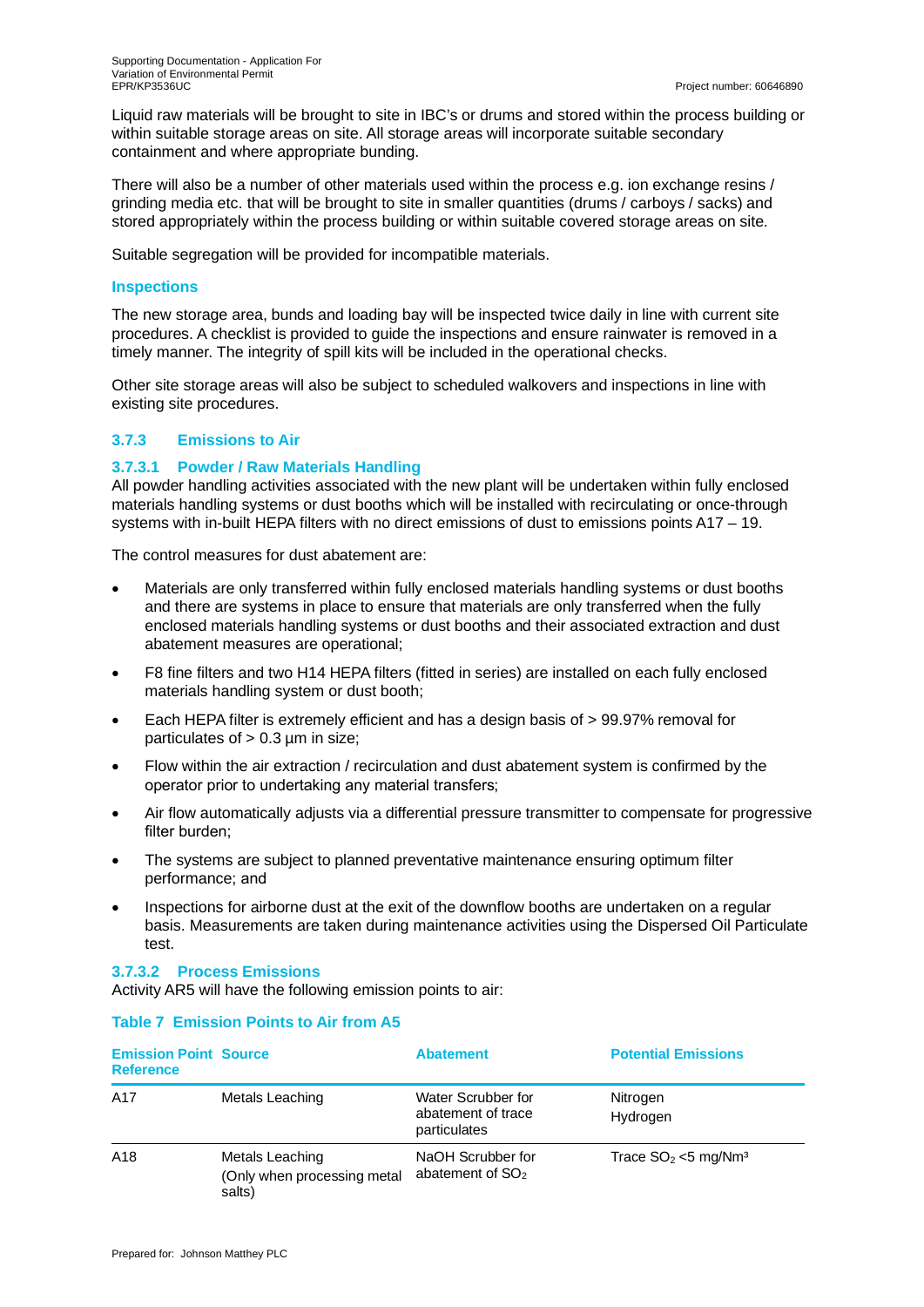Liquid raw materials will be brought to site in IBC's or drums and stored within the process building or within suitable storage areas on site. All storage areas will incorporate suitable secondary containment and where appropriate bunding.

There will also be a number of other materials used within the process e.g. ion exchange resins / grinding media etc. that will be brought to site in smaller quantities (drums / carboys / sacks) and stored appropriately within the process building or within suitable covered storage areas on site.

Suitable segregation will be provided for incompatible materials.

#### Inspections

The new storage area, bunds and loading bay will be inspected twice daily in line with current site procedures. A checklist is provided to guide the inspections and ensure rainwater is removed in a timely manner. The integrity of spill kits will be included in the operational checks.

Other site storage areas will also be subject to scheduled walkovers and inspections in line with existing site procedures.

### 3.7.3 Emissions to Air

#### 3.7.3.1 Powder / Raw Materials Handling

All powder handling activities associated with the new plant will be undertaken within fully enclosed materials handling systems or dust booths which will be installed with recirculating or once-through systems with in-built HEPA filters with no direct emissions of dust to emissions points A17 – 19.

The control measures for dust abatement are:

- Materials are only transferred within fully enclosed materials handling systems or dust booths and there are systems in place to ensure that materials are only transferred when the fully enclosed materials handling systems or dust booths and their associated extraction and dust abatement measures are operational;
- F8 fine filters and two H14 HEPA filters (fitted in series) are installed on each fully enclosed materials handling system or dust booth;
- Each HEPA filter is extremely efficient and has a design basis of > 99.97% removal for particulates of > 0.3 µm in size;
- Flow within the air extraction / recirculation and dust abatement system is confirmed by the operator prior to undertaking any material transfers;
- Air flow automatically adjusts via a differential pressure transmitter to compensate for progressive filter burden;
- The systems are subject to planned preventative maintenance ensuring optimum filter performance; and
- Inspections for airborne dust at the exit of the downflow booths are undertaken on a regular basis. Measurements are taken during maintenance activities using the Dispersed Oil Particulate test.

#### 3.7.3.2 Process Emissions

Activity AR5 will have the following emission points to air:

**Table 7 Emission Points to Air from A5**

| Emission Point Reference | Source | Abatement | Potential Emissions |
|---|---|---|---|
| A17 | Metals Leaching | Water Scrubber for abatement of trace particulates | Nitrogen<br>Hydrogen |
| A18 | Metals Leaching (Only when processing metal salts) | NaOH Scrubber for abatement of $SO_2$ | Trace $SO_2$ <5 mg/Nm³ |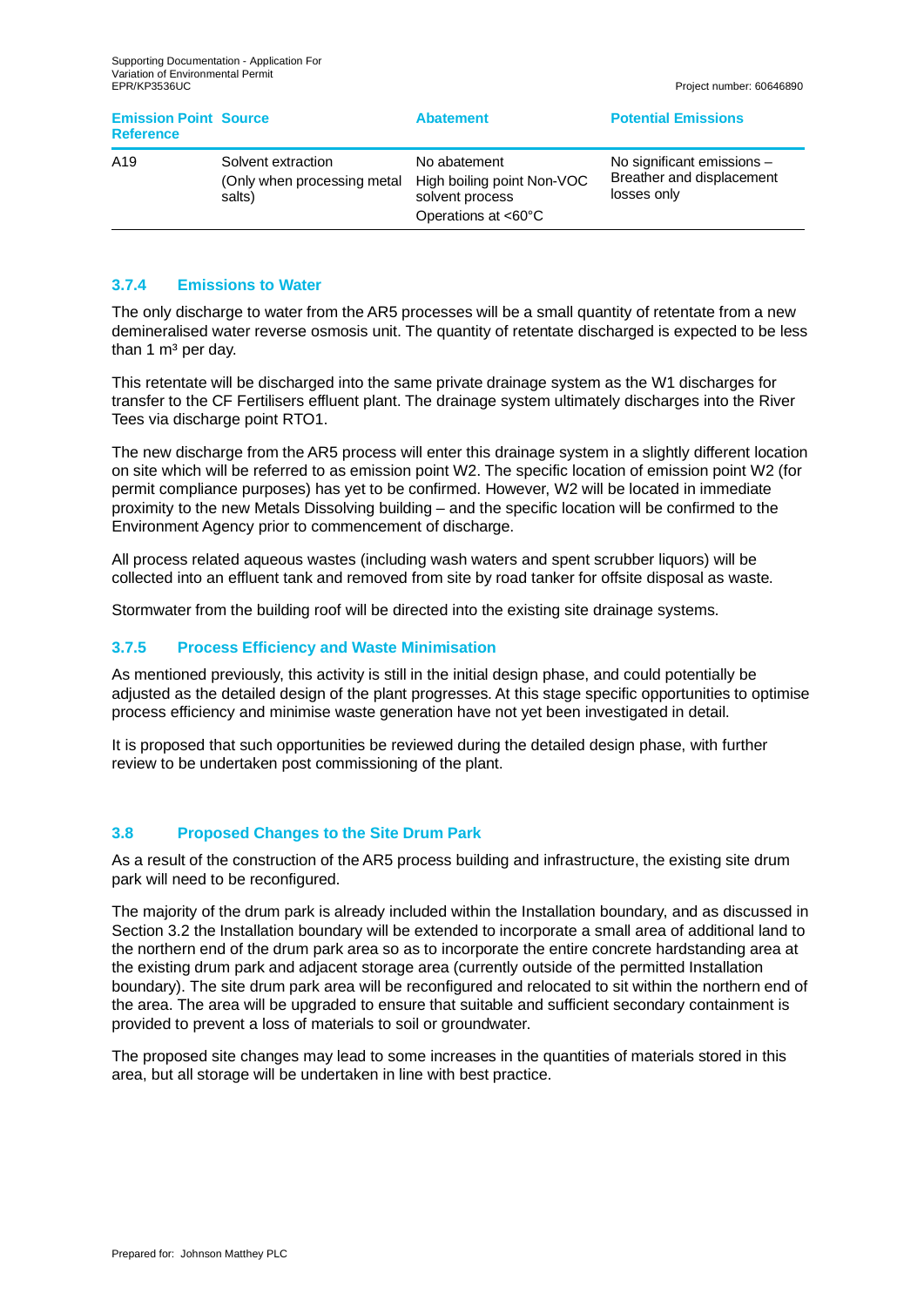| Emission Point Reference | Source | Abatement | Potential Emissions |
|---|---|---|---|
| A19 | Solvent extraction<br>(Only when processing metal salts) | No abatement<br>High boiling point Non-VOC solvent process<br>Operations at <60°C | No significant emissions – Breather and displacement losses only |

### 3.7.4 Emissions to Water

The only discharge to water from the AR5 processes will be a small quantity of retentate from a new demineralised water reverse osmosis unit. The quantity of retentate discharged is expected to be less than 1 $m^3$ per day.

This retentate will be discharged into the same private drainage system as the W1 discharges for transfer to the CF Fertilisers effluent plant. The drainage system ultimately discharges into the River Tees via discharge point RTO1.

The new discharge from the AR5 process will enter this drainage system in a slightly different location on site which will be referred to as emission point W2. The specific location of emission point W2 (for permit compliance purposes) has yet to be confirmed. However, W2 will be located in immediate proximity to the new Metals Dissolving building – and the specific location will be confirmed to the Environment Agency prior to commencement of discharge.

All process related aqueous wastes (including wash waters and spent scrubber liquors) will be collected into an effluent tank and removed from site by road tanker for offsite disposal as waste.

Stormwater from the building roof will be directed into the existing site drainage systems.

### 3.7.5 Process Efficiency and Waste Minimisation

As mentioned previously, this activity is still in the initial design phase, and could potentially be adjusted as the detailed design of the plant progresses. At this stage specific opportunities to optimise process efficiency and minimise waste generation have not yet been investigated in detail.

It is proposed that such opportunities be reviewed during the detailed design phase, with further review to be undertaken post commissioning of the plant.

## 3.8 Proposed Changes to the Site Drum Park

As a result of the construction of the AR5 process building and infrastructure, the existing site drum park will need to be reconfigured.

The majority of the drum park is already included within the Installation boundary, and as discussed in Section 3.2 the Installation boundary will be extended to incorporate a small area of additional land to the northern end of the drum park area so as to incorporate the entire concrete hardstanding area at the existing drum park and adjacent storage area (currently outside of the permitted Installation boundary). The site drum park area will be reconfigured and relocated to sit within the northern end of the area. The area will be upgraded to ensure that suitable and sufficient secondary containment is provided to prevent a loss of materials to soil or groundwater.

The proposed site changes may lead to some increases in the quantities of materials stored in this area, but all storage will be undertaken in line with best practice.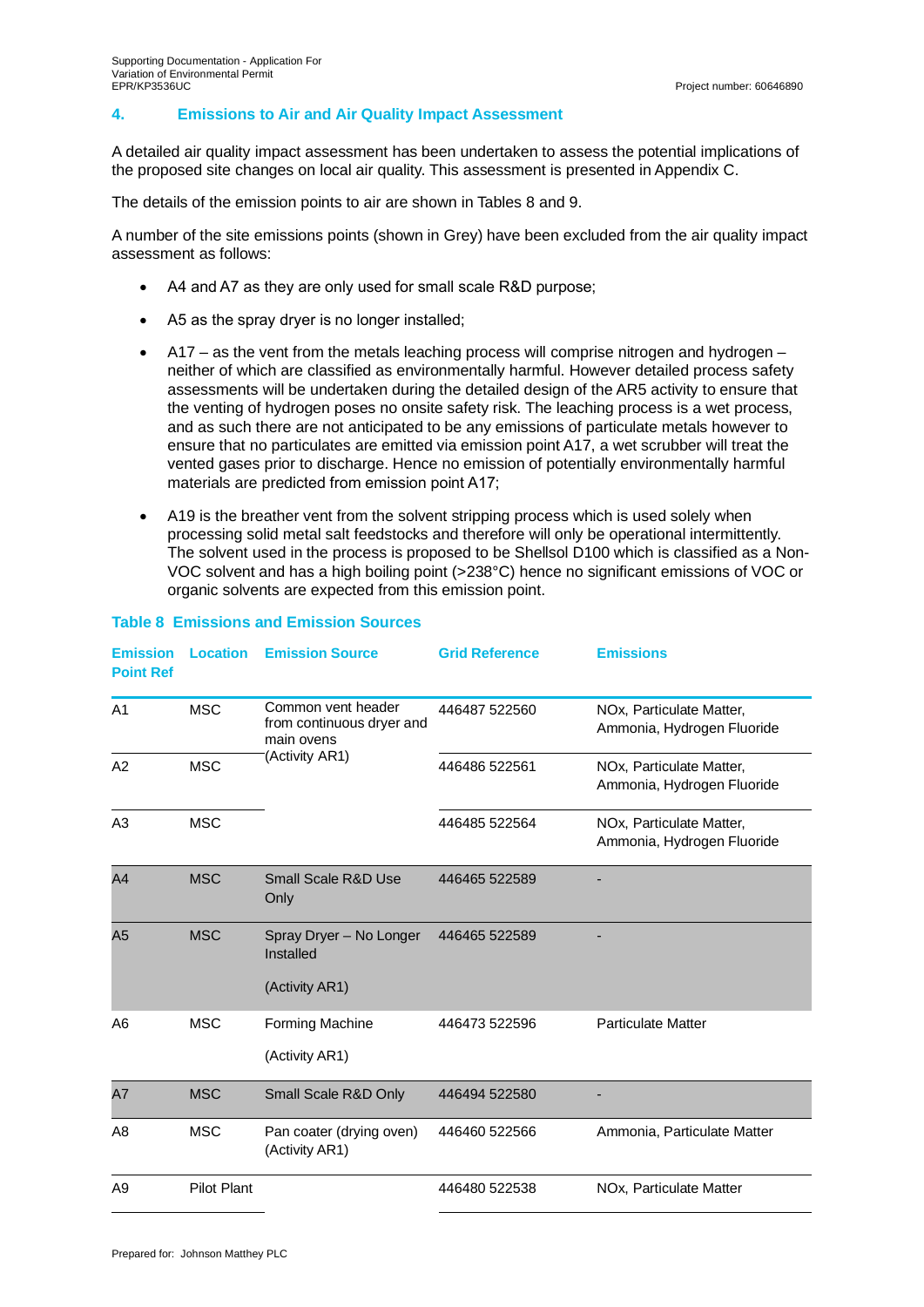## 4. Emissions to Air and Air Quality Impact Assessment

A detailed air quality impact assessment has been undertaken to assess the potential implications of the proposed site changes on local air quality. This assessment is presented in Appendix C.

The details of the emission points to air are shown in Tables 8 and 9.

A number of the site emissions points (shown in Grey) have been excluded from the air quality impact assessment as follows:

- A4 and A7 as they are only used for small scale R&D purpose;
- A5 as the spray dryer is no longer installed;
- A17 – as the vent from the metals leaching process will comprise nitrogen and hydrogen – neither of which are classified as environmentally harmful. However detailed process safety assessments will be undertaken during the detailed design of the AR5 activity to ensure that the venting of hydrogen poses no onsite safety risk. The leaching process is a wet process, and as such there are not anticipated to be any emissions of particulate metals however to ensure that no particulates are emitted via emission point A17, a wet scrubber will treat the vented gases prior to discharge. Hence no emission of potentially environmentally harmful materials are predicted from emission point A17;
- A19 is the breather vent from the solvent stripping process which is used solely when processing solid metal salt feedstocks and therefore will only be operational intermittently. The solvent used in the process is proposed to be Shellsol D100 which is classified as a Non-VOC solvent and has a high boiling point (>238°C) hence no significant emissions of VOC or organic solvents are expected from this emission point.

**Table 8 Emissions and Emission Sources**

| Emission Point Ref | Location | Emission Source | Grid Reference | Emissions |
|---|---|---|---|---|
| A1 | MSC | Common vent header from continuous dryer and main ovens (Activity AR1) | 446487 522560 | NOx, Particulate Matter, Ammonia, Hydrogen Fluoride |
| A2 | MSC | | 446486 522561 | NOx, Particulate Matter, Ammonia, Hydrogen Fluoride |
| A3 | MSC | | 446485 522564 | NOx, Particulate Matter, Ammonia, Hydrogen Fluoride |
| A4 | MSC | Small Scale R&D Use Only | 446465 522589 | - |
| A5 | MSC | Spray Dryer – No Longer Installed (Activity AR1) | 446465 522589 | - |
| A6 | MSC | Forming Machine (Activity AR1) | 446473 522596 | Particulate Matter |
| A7 | MSC | Small Scale R&D Only | 446494 522580 | - |
| A8 | MSC | Pan coater (drying oven) (Activity AR1) | 446460 522566 | Ammonia, Particulate Matter |
| A9 | Pilot Plant | | 446480 522538 | NOx, Particulate Matter |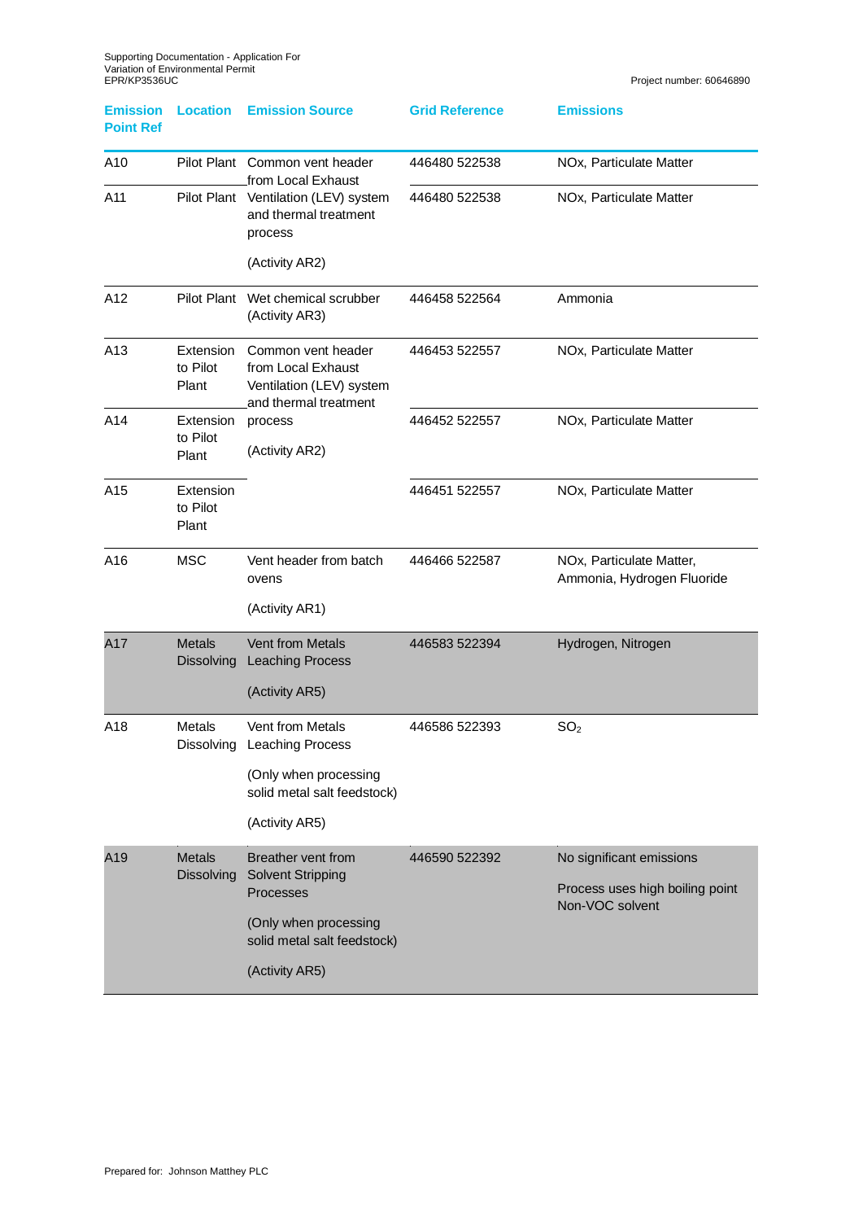| Emission Point Ref | Location | Emission Source | Grid Reference | Emissions |
|---|---|---|---|---|
| A10 | Pilot Plant | Common vent header from Local Exhaust Ventilation (LEV) system and thermal treatment process (Activity AR2) | 446480 522538 | NOx, Particulate Matter |
| A11 | Pilot Plant | | 446480 522538 | NOx, Particulate Matter |
| A12 | Pilot Plant | Wet chemical scrubber (Activity AR3) | 446458 522564 | Ammonia |
| A13 | Extension to Pilot Plant | Common vent header from Local Exhaust Ventilation (LEV) system and thermal treatment process (Activity AR2) | 446453 522557 | NOx, Particulate Matter |
| A14 | Extension to Pilot Plant | | 446452 522557 | NOx, Particulate Matter |
| A15 | Extension to Pilot Plant | | 446451 522557 | NOx, Particulate Matter |
| A16 | MSC | Vent header from batch ovens (Activity AR1) | 446466 522587 | NOx, Particulate Matter, Ammonia, Hydrogen Fluoride |
| A17 | Metals Dissolving | Vent from Metals Leaching Process (Activity AR5) | 446583 522394 | Hydrogen, Nitrogen |
| A18 | Metals Dissolving | Vent from Metals Leaching Process (Only when processing solid metal salt feedstock) (Activity AR5) | 446586 522393 | $SO_2$ |
| A19 | Metals Dissolving | Breather vent from Solvent Stripping Processes (Only when processing solid metal salt feedstock) (Activity AR5) | 446590 522392 | No significant emissions. Process uses high boiling point Non-VOC solvent |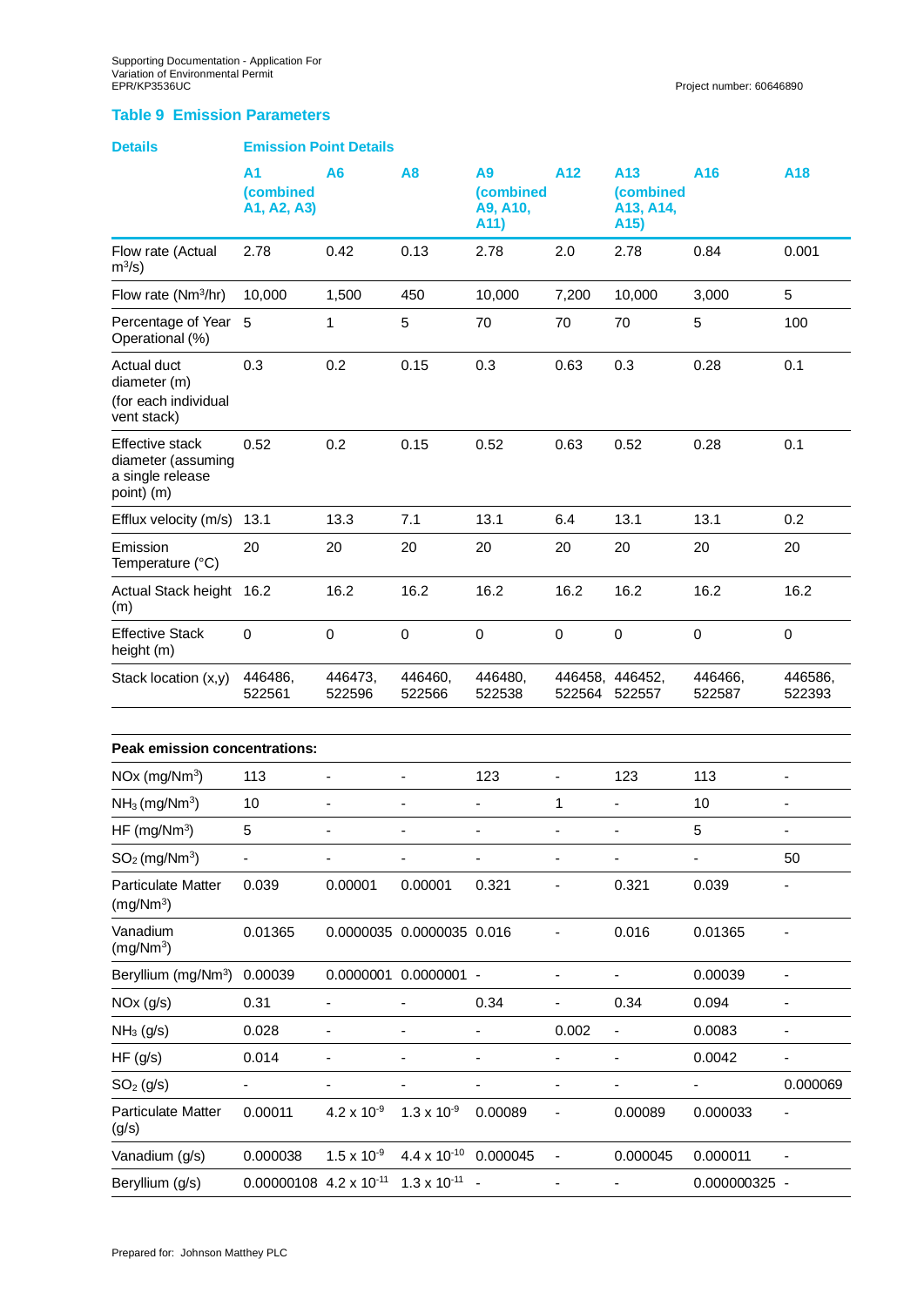## Table 9 Emission Parameters

| Details | Emission Point Details | | | | | | | |
|---|---|---|---|---|---|---|---|---|
| | A1 (combined A1, A2, A3) | A6 | A8 | A9 (combined A9, A10, A11) | A12 | A13 (combined A13, A14, A15) | A16 | A18 |
| Flow rate (Actual $m^3/s$) | 2.78 | 0.42 | 0.13 | 2.78 | 2.0 | 2.78 | 0.84 | 0.001 |
| Flow rate ($Nm^3/hr$) | 10,000 | 1,500 | 450 | 10,000 | 7,200 | 10,000 | 3,000 | 5 |
| Percentage of Year Operational (%) | 5 | 1 | 5 | 70 | 70 | 70 | 5 | 100 |
| Actual duct diameter (m) (for each individual vent stack) | 0.3 | 0.2 | 0.15 | 0.3 | 0.63 | 0.3 | 0.28 | 0.1 |
| Effective stack diameter (assuming a single release point) (m) | 0.52 | 0.2 | 0.15 | 0.52 | 0.63 | 0.52 | 0.28 | 0.1 |
| Efflux velocity (m/s) | 13.1 | 13.3 | 7.1 | 13.1 | 6.4 | 13.1 | 13.1 | 0.2 |
| Emission Temperature (°C) | 20 | 20 | 20 | 20 | 20 | 20 | 20 | 20 |
| Actual Stack height (m) | 16.2 | 16.2 | 16.2 | 16.2 | 16.2 | 16.2 | 16.2 | 16.2 |
| Effective Stack height (m) | 0 | 0 | 0 | 0 | 0 | 0 | 0 | 0 |
| Stack location (x,y) | 446486, 522561 | 446473, 522596 | 446460, 522566 | 446480, 522538 | 446458, 522564 | 446452, 522557 | 446466, 522587 | 446586, 522393 |
| **Peak emission concentrations:** | | | | | | | | |
| NOx ($mg/Nm^3$) | 113 | - | - | 123 | - | 123 | 113 | - |
| $NH_3$ ($mg/Nm^3$) | 10 | - | - | - | 1 | - | 10 | - |
| HF ($mg/Nm^3$) | 5 | - | - | - | - | - | 5 | - |
| $SO_2$ ($mg/Nm^3$) | - | - | - | - | - | - | - | 50 |
| Particulate Matter ($mg/Nm^3$) | 0.039 | 0.00001 | 0.00001 | 0.321 | - | 0.321 | 0.039 | - |
| Vanadium ($mg/Nm^3$) | 0.01365 | 0.0000035 | 0.0000035 | 0.016 | - | 0.016 | 0.01365 | - |
| Beryllium ($mg/Nm^3$) | 0.00039 | 0.0000001 | 0.0000001 | - | - | - | 0.00039 | - |
| NOx (g/s) | 0.31 | - | - | 0.34 | - | 0.34 | 0.094 | - |
| $NH_3$ (g/s) | 0.028 | - | - | - | 0.002 | - | 0.0083 | - |
| HF (g/s) | 0.014 | - | - | - | - | - | 0.0042 | - |
| $SO_2$ (g/s) | - | - | - | - | - | - | - | 0.000069 |
| Particulate Matter (g/s) | 0.00011 | $4.2 \times 10^{-9}$ | $1.3 \times 10^{-9}$ | 0.00089 | - | 0.00089 | 0.000033 | - |
| Vanadium (g/s) | 0.000038 | $1.5 \times 10^{-9}$ | $4.4 \times 10^{-10}$ | 0.000045 | - | 0.000045 | 0.000011 | - |
| Beryllium (g/s) | 0.00000108 | $4.2 \times 10^{-11}$ | $1.3 \times 10^{-11}$ | - | - | - | 0.000000325 | - |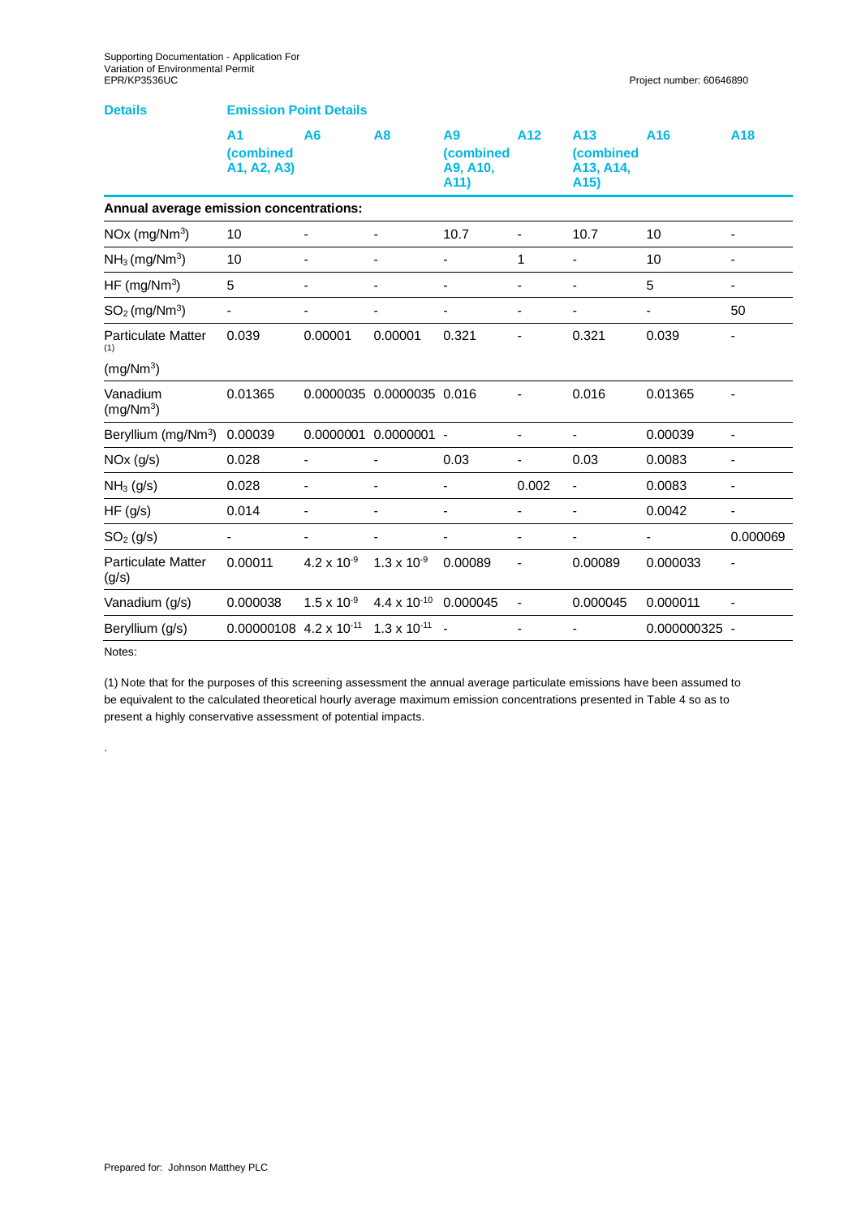| Details | Emission Point Details | | | | | | | |
|---|---|---|---|---|---|---|---|---|
| | A1 (combined A1, A2, A3) | A6 | A8 | A9 (combined A9, A10, A11) | A12 | A13 (combined A13, A14, A15) | A16 | A18 |
| **Annual average emission concentrations:** | | | | | | | | |
| NOx (mg/Nm$^3$) | 10 | - | - | 10.7 | - | 10.7 | 10 | - |
| $NH_3$ (mg/Nm$^3$) | 10 | - | - | - | 1 | - | 10 | - |
| HF (mg/Nm$^3$) | 5 | - | - | - | - | - | 5 | - |
| $SO_2$ (mg/Nm$^3$) | - | - | - | - | - | - | - | 50 |
| Particulate Matter (1) (mg/Nm$^3$) | 0.039 | 0.00001 | 0.00001 | 0.321 | - | 0.321 | 0.039 | - |
| Vanadium (mg/Nm$^3$) | 0.01365 | 0.0000035 | 0.0000035 | 0.016 | - | 0.016 | 0.01365 | - |
| Beryllium (mg/Nm$^3$) | 0.00039 | 0.0000001 | 0.0000001 | - | - | - | 0.00039 | - |
| NOx (g/s) | 0.028 | - | - | 0.03 | - | 0.03 | 0.0083 | - |
| $NH_3$ (g/s) | 0.028 | - | - | - | 0.002 | - | 0.0083 | - |
| HF (g/s) | 0.014 | - | - | - | - | - | 0.0042 | - |
| $SO_2$ (g/s) | - | - | - | - | - | - | - | 0.000069 |
| Particulate Matter (g/s) | 0.00011 | $4.2 \times 10^{-9}$ | $1.3 \times 10^{-9}$ | 0.00089 | - | 0.00089 | 0.000033 | - |
| Vanadium (g/s) | 0.000038 | $1.5 \times 10^{-9}$ | $4.4 \times 10^{-10}$ | 0.000045 | - | 0.000045 | 0.000011 | - |
| Beryllium (g/s) | 0.00000108 | $4.2 \times 10^{-11}$ | $1.3 \times 10^{-11}$ | - | - | - | 0.000000325 | - |

Notes:

(1) Note that for the purposes of this screening assessment the annual average particulate emissions have been assumed to be equivalent to the calculated theoretical hourly average maximum emission concentrations presented in Table 4 so as to present a highly conservative assessment of potential impacts.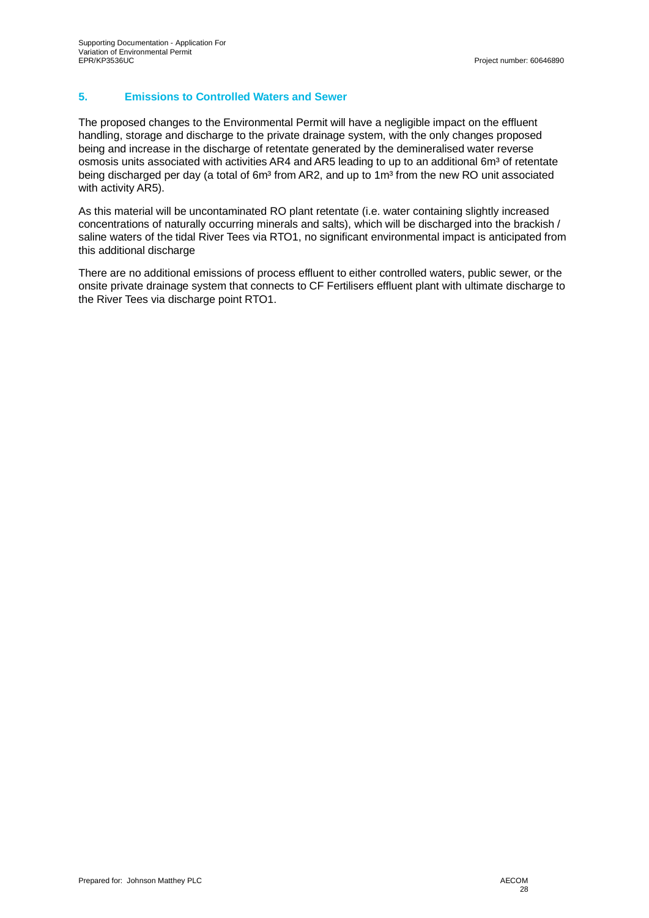## 5. Emissions to Controlled Waters and Sewer

The proposed changes to the Environmental Permit will have a negligible impact on the effluent handling, storage and discharge to the private drainage system, with the only changes proposed being and increase in the discharge of retentate generated by the demineralised water reverse osmosis units associated with activities AR4 and AR5 leading to up to an additional 6m³ of retentate being discharged per day (a total of 6m³ from AR2, and up to 1m³ from the new RO unit associated with activity AR5).

As this material will be uncontaminated RO plant retentate (i.e. water containing slightly increased concentrations of naturally occurring minerals and salts), which will be discharged into the brackish / saline waters of the tidal River Tees via RTO1, no significant environmental impact is anticipated from this additional discharge

There are no additional emissions of process effluent to either controlled waters, public sewer, or the onsite private drainage system that connects to CF Fertilisers effluent plant with ultimate discharge to the River Tees via discharge point RTO1.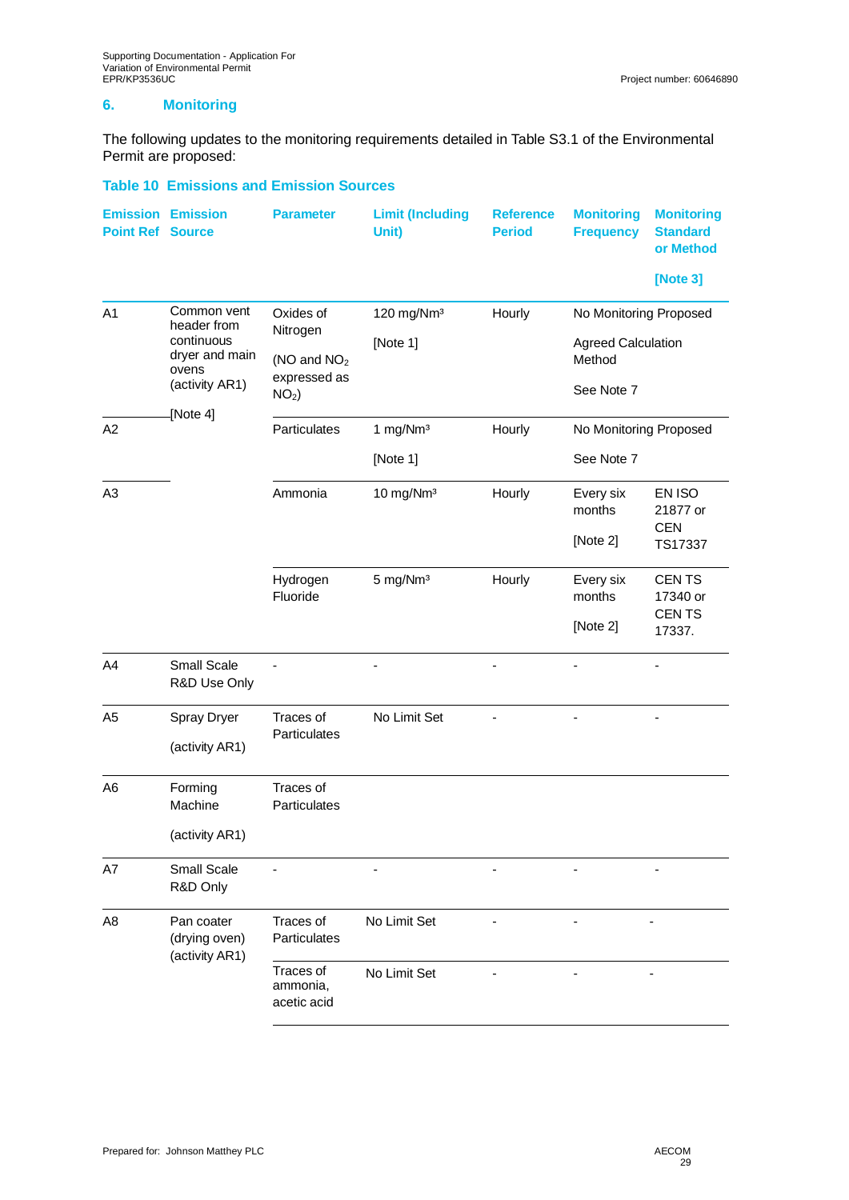## 6. Monitoring

The following updates to the monitoring requirements detailed in Table S3.1 of the Environmental Permit are proposed:

**Table 10 Emissions and Emission Sources**

| Emission Point Ref | Emission Source | Parameter | Limit (Including Unit) | Reference Period | Monitoring Frequency | Monitoring Standard or Method [Note 3] |
|---|---|---|---|---|---|---|
| A1 | Common vent header from continuous dryer and main ovens (activity AR1) [Note 4] | Oxides of Nitrogen (NO and $NO_2$ expressed as $NO_2$) | 120 mg/Nm³ [Note 1] | Hourly | No Monitoring Proposed Agreed Calculation Method See Note 7 | |
| A2 | | Particulates | 1 mg/Nm³ [Note 1] | Hourly | No Monitoring Proposed See Note 7 | |
| A3 | | Ammonia | 10 mg/Nm³ | Hourly | Every six months [Note 2] | EN ISO 21877 or CEN TS17337 |
| | | Hydrogen Fluoride | 5 mg/Nm³ | Hourly | Every six months [Note 2] | CEN TS 17340 or CEN TS 17337. |
| A4 | Small Scale R&D Use Only | - | - | - | - | - |
| A5 | Spray Dryer (activity AR1) | Traces of Particulates | No Limit Set | - | - | - |
| A6 | Forming Machine (activity AR1) | Traces of Particulates | | | | |
| A7 | Small Scale R&D Only | - | - | - | - | - |
| A8 | Pan coater (drying oven) (activity AR1) | Traces of Particulates | No Limit Set | - | - | - |
| | | Traces of ammonia, acetic acid | No Limit Set | - | - | - |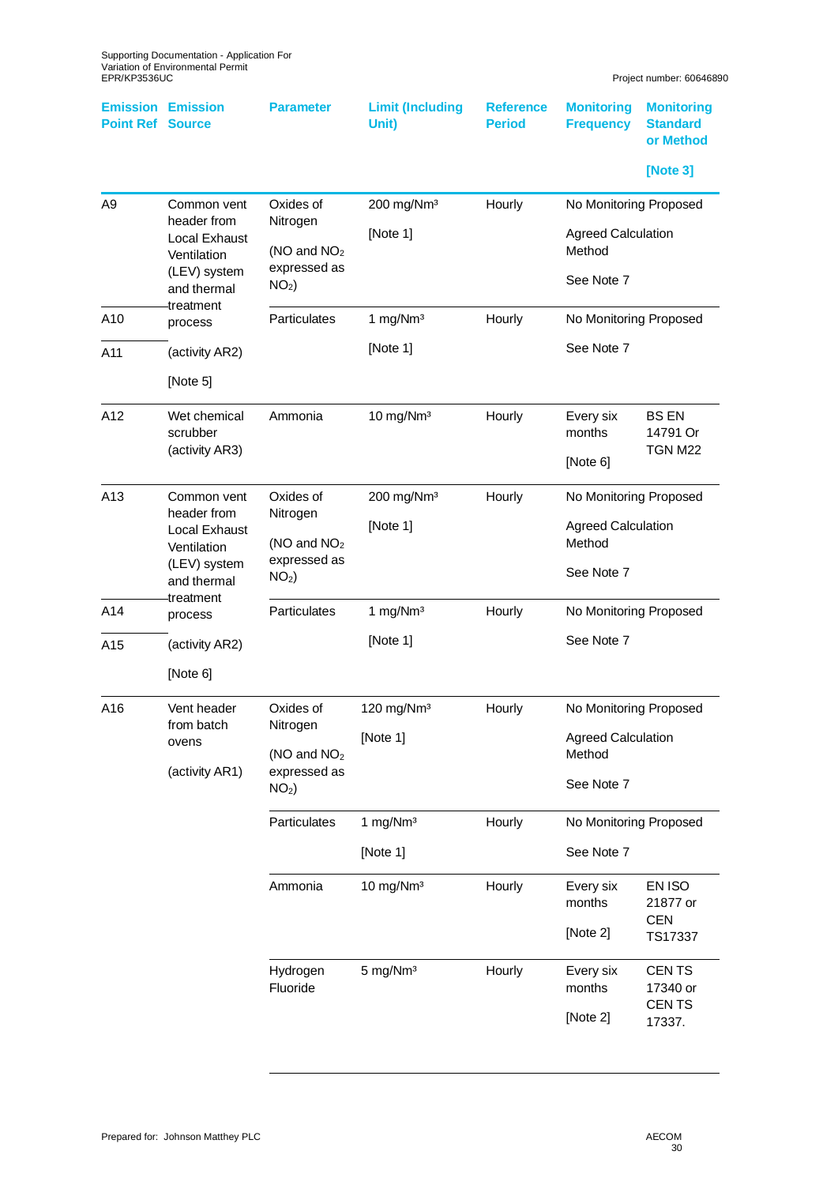| Emission Point Ref | Emission Source | Parameter | Limit (Including Unit) | Reference Period | Monitoring Frequency | Monitoring Standard or Method [Note 3] |
|---|---|---|---|---|---|---|
| A9 | Common vent header from Local Exhaust Ventilation (LEV) system and thermal treatment process (activity AR2) [Note 5] | Oxides of Nitrogen (NO and $NO_2$ expressed as $NO_2$) | 200 mg/Nm³ [Note 1] | Hourly | No Monitoring Proposed Agreed Calculation Method See Note 7 | |
| A10 | | Particulates | 1 mg/Nm³ [Note 1] | Hourly | No Monitoring Proposed See Note 7 | |
| A11 | | | | | | |
| A12 | Wet chemical scrubber (activity AR3) | Ammonia | 10 mg/Nm³ | Hourly | Every six months [Note 6] | BS EN 14791 Or TGN M22 |
| A13 | Common vent header from Local Exhaust Ventilation (LEV) system and thermal treatment process (activity AR2) [Note 6] | Oxides of Nitrogen (NO and $NO_2$ expressed as $NO_2$) | 200 mg/Nm³ [Note 1] | Hourly | No Monitoring Proposed Agreed Calculation Method See Note 7 | |
| A14 | | Particulates | 1 mg/Nm³ [Note 1] | Hourly | No Monitoring Proposed See Note 7 | |
| A15 | | | | | | |
| A16 | Vent header from batch ovens (activity AR1) | Oxides of Nitrogen (NO and $NO_2$ expressed as $NO_2$) | 120 mg/Nm³ [Note 1] | Hourly | No Monitoring Proposed Agreed Calculation Method See Note 7 | |
| | | Particulates | 1 mg/Nm³ [Note 1] | Hourly | No Monitoring Proposed See Note 7 | |
| | | Ammonia | 10 mg/Nm³ | Hourly | Every six months [Note 2] | EN ISO 21877 or CEN TS17337 |
| | | Hydrogen Fluoride | 5 mg/Nm³ | Hourly | Every six months [Note 2] | CEN TS 17340 or CEN TS 17337. |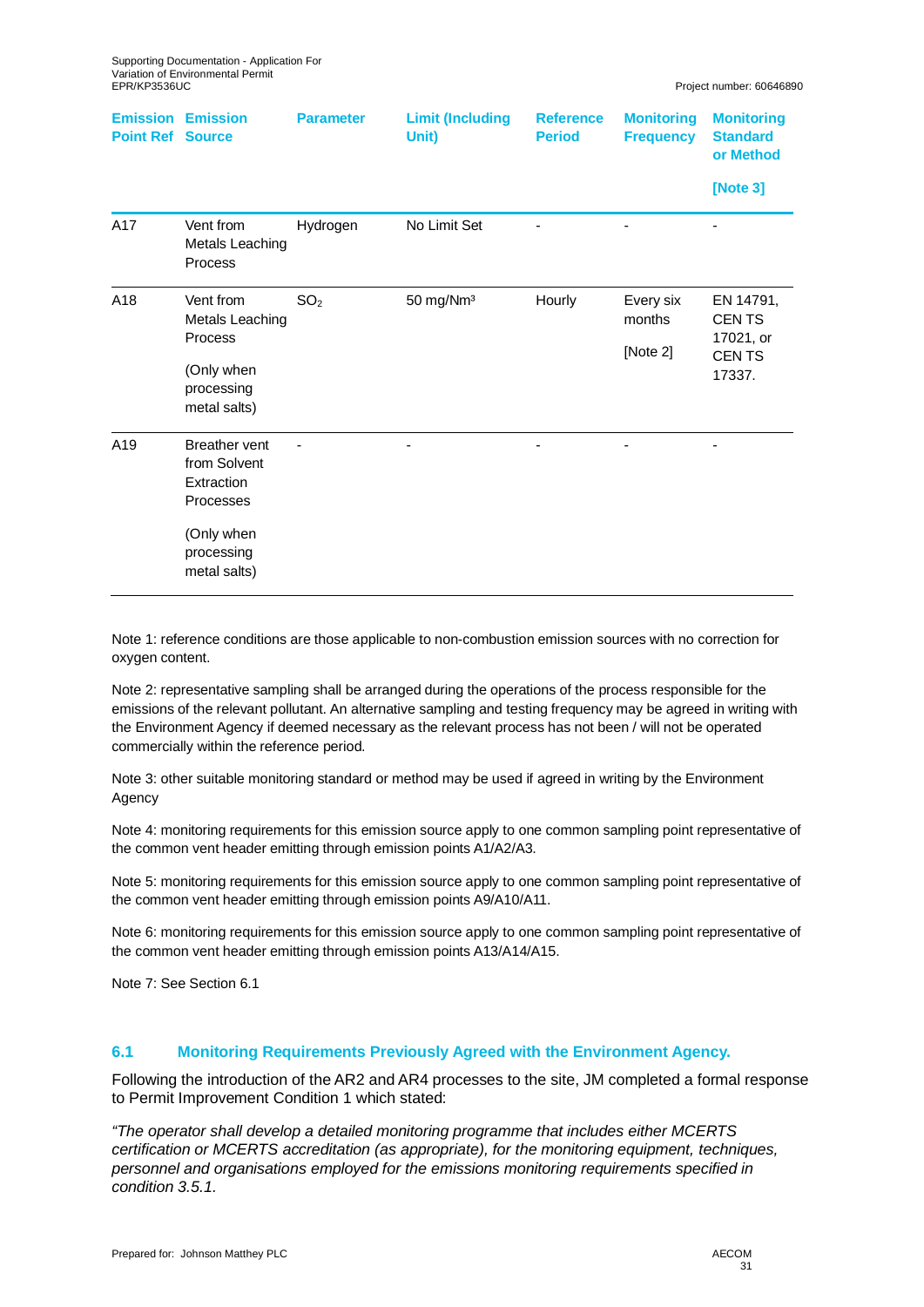| Emission Point Ref | Emission Source | Parameter | Limit (Including Unit) | Reference Period | Monitoring Frequency | Monitoring Standard or Method [Note 3] |
|---|---|---|---|---|---|---|
| A17 | Vent from Metals Leaching Process | Hydrogen | No Limit Set | - | - | - |
| A18 | Vent from Metals Leaching Process (Only when processing metal salts) | $SO_2$ | 50 mg/Nm³ | Hourly | Every six months [Note 2] | EN 14791, CEN TS 17021, or CEN TS 17337. |
| A19 | Breather vent from Solvent Extraction Processes (Only when processing metal salts) | - | - | - | - | - |

Note 1: reference conditions are those applicable to non-combustion emission sources with no correction for oxygen content.

Note 2: representative sampling shall be arranged during the operations of the process responsible for the emissions of the relevant pollutant. An alternative sampling and testing frequency may be agreed in writing with the Environment Agency if deemed necessary as the relevant process has not been / will not be operated commercially within the reference period.

Note 3: other suitable monitoring standard or method may be used if agreed in writing by the Environment Agency

Note 4: monitoring requirements for this emission source apply to one common sampling point representative of the common vent header emitting through emission points A1/A2/A3.

Note 5: monitoring requirements for this emission source apply to one common sampling point representative of the common vent header emitting through emission points A9/A10/A11.

Note 6: monitoring requirements for this emission source apply to one common sampling point representative of the common vent header emitting through emission points A13/A14/A15.

Note 7: See Section 6.1

## 6.1 Monitoring Requirements Previously Agreed with the Environment Agency.

Following the introduction of the AR2 and AR4 processes to the site, JM completed a formal response to Permit Improvement Condition 1 which stated:

*"The operator shall develop a detailed monitoring programme that includes either MCERTS certification or MCERTS accreditation (as appropriate), for the monitoring equipment, techniques, personnel and organisations employed for the emissions monitoring requirements specified in condition 3.5.1.*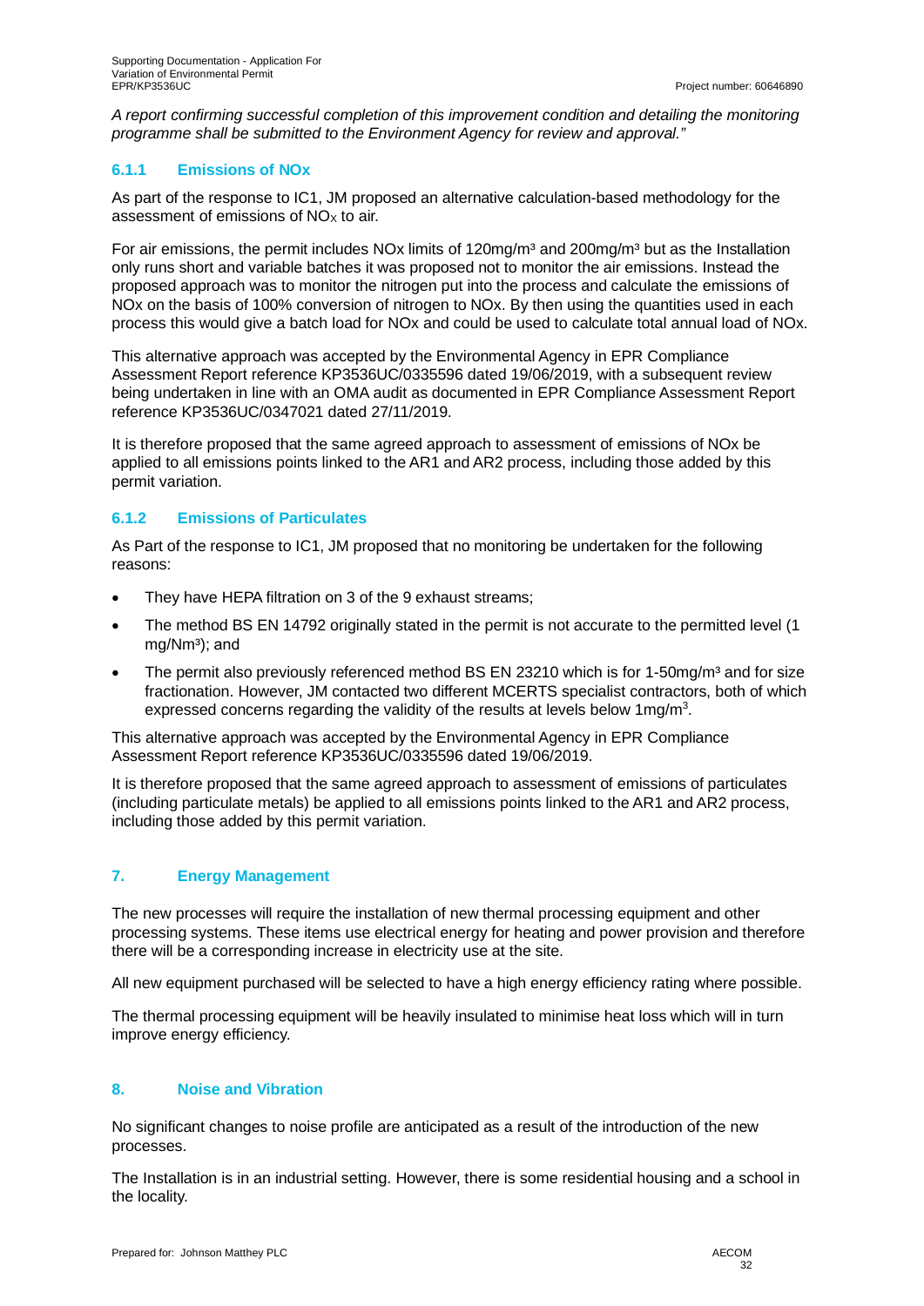*A report confirming successful completion of this improvement condition and detailing the monitoring programme shall be submitted to the Environment Agency for review and approval."*

### 6.1.1 Emissions of NOx

As part of the response to IC1, JM proposed an alternative calculation-based methodology for the assessment of emissions of $NO_X$ to air.

For air emissions, the permit includes NOx limits of 120mg/m³ and 200mg/m³ but as the Installation only runs short and variable batches it was proposed not to monitor the air emissions. Instead the proposed approach was to monitor the nitrogen put into the process and calculate the emissions of NOx on the basis of 100% conversion of nitrogen to NOx. By then using the quantities used in each process this would give a batch load for NOx and could be used to calculate total annual load of NOx.

This alternative approach was accepted by the Environmental Agency in EPR Compliance Assessment Report reference KP3536UC/0335596 dated 19/06/2019, with a subsequent review being undertaken in line with an OMA audit as documented in EPR Compliance Assessment Report reference KP3536UC/0347021 dated 27/11/2019.

It is therefore proposed that the same agreed approach to assessment of emissions of NOx be applied to all emissions points linked to the AR1 and AR2 process, including those added by this permit variation.

### 6.1.2 Emissions of Particulates

As Part of the response to IC1, JM proposed that no monitoring be undertaken for the following reasons:

- They have HEPA filtration on 3 of the 9 exhaust streams;
- The method BS EN 14792 originally stated in the permit is not accurate to the permitted level (1 mg/Nm³); and
- The permit also previously referenced method BS EN 23210 which is for 1-50mg/m³ and for size fractionation. However, JM contacted two different MCERTS specialist contractors, both of which expressed concerns regarding the validity of the results at levels below 1mg/m³.

This alternative approach was accepted by the Environmental Agency in EPR Compliance Assessment Report reference KP3536UC/0335596 dated 19/06/2019.

It is therefore proposed that the same agreed approach to assessment of emissions of particulates (including particulate metals) be applied to all emissions points linked to the AR1 and AR2 process, including those added by this permit variation.

## 7. Energy Management

The new processes will require the installation of new thermal processing equipment and other processing systems. These items use electrical energy for heating and power provision and therefore there will be a corresponding increase in electricity use at the site.

All new equipment purchased will be selected to have a high energy efficiency rating where possible.

The thermal processing equipment will be heavily insulated to minimise heat loss which will in turn improve energy efficiency.

## 8. Noise and Vibration

No significant changes to noise profile are anticipated as a result of the introduction of the new processes.

The Installation is in an industrial setting. However, there is some residential housing and a school in the locality.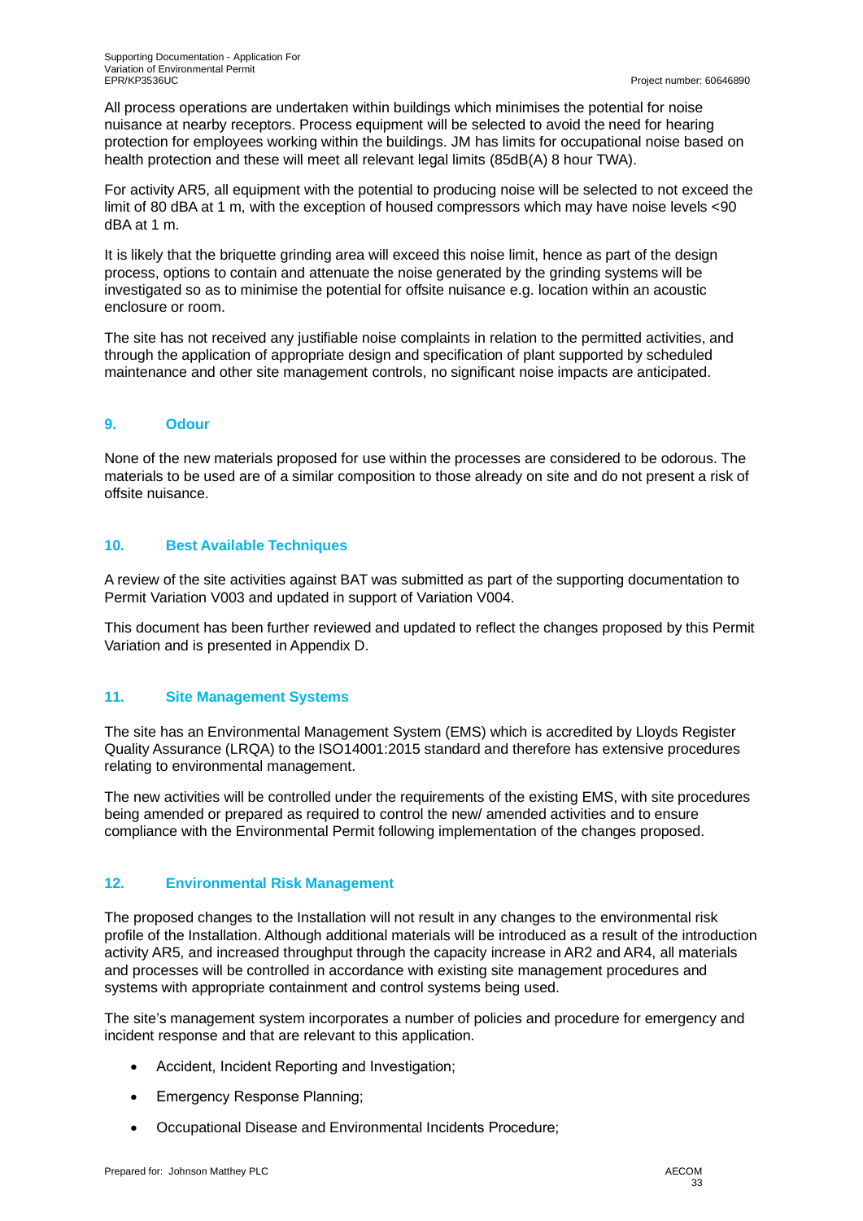All process operations are undertaken within buildings which minimises the potential for noise nuisance at nearby receptors. Process equipment will be selected to avoid the need for hearing protection for employees working within the buildings. JM has limits for occupational noise based on health protection and these will meet all relevant legal limits (85dB(A) 8 hour TWA).

For activity AR5, all equipment with the potential to producing noise will be selected to not exceed the limit of 80 dBA at 1 m, with the exception of housed compressors which may have noise levels <90 dBA at 1 m.

It is likely that the briquette grinding area will exceed this noise limit, hence as part of the design process, options to contain and attenuate the noise generated by the grinding systems will be investigated so as to minimise the potential for offsite nuisance e.g. location within an acoustic enclosure or room.

The site has not received any justifiable noise complaints in relation to the permitted activities, and through the application of appropriate design and specification of plant supported by scheduled maintenance and other site management controls, no significant noise impacts are anticipated.

## 9. Odour

None of the new materials proposed for use within the processes are considered to be odorous. The materials to be used are of a similar composition to those already on site and do not present a risk of offsite nuisance.

## 10. Best Available Techniques

A review of the site activities against BAT was submitted as part of the supporting documentation to Permit Variation V003 and updated in support of Variation V004.

This document has been further reviewed and updated to reflect the changes proposed by this Permit Variation and is presented in Appendix D.

## 11. Site Management Systems

The site has an Environmental Management System (EMS) which is accredited by Lloyds Register Quality Assurance (LRQA) to the ISO14001:2015 standard and therefore has extensive procedures relating to environmental management.

The new activities will be controlled under the requirements of the existing EMS, with site procedures being amended or prepared as required to control the new/ amended activities and to ensure compliance with the Environmental Permit following implementation of the changes proposed.

## 12. Environmental Risk Management

The proposed changes to the Installation will not result in any changes to the environmental risk profile of the Installation. Although additional materials will be introduced as a result of the introduction activity AR5, and increased throughput through the capacity increase in AR2 and AR4, all materials and processes will be controlled in accordance with existing site management procedures and systems with appropriate containment and control systems being used.

The site's management system incorporates a number of policies and procedure for emergency and incident response and that are relevant to this application.

- Accident, Incident Reporting and Investigation;
- Emergency Response Planning;
- Occupational Disease and Environmental Incidents Procedure;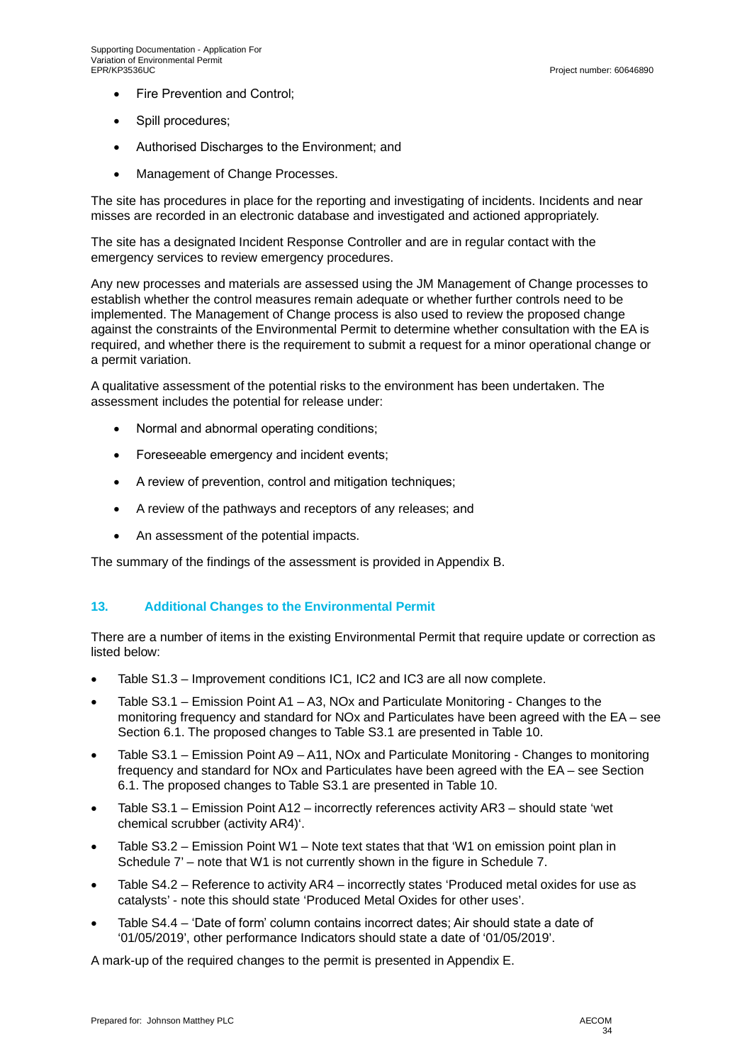- Fire Prevention and Control;
- Spill procedures;
- Authorised Discharges to the Environment; and
- Management of Change Processes.

The site has procedures in place for the reporting and investigating of incidents. Incidents and near misses are recorded in an electronic database and investigated and actioned appropriately.

The site has a designated Incident Response Controller and are in regular contact with the emergency services to review emergency procedures.

Any new processes and materials are assessed using the JM Management of Change processes to establish whether the control measures remain adequate or whether further controls need to be implemented. The Management of Change process is also used to review the proposed change against the constraints of the Environmental Permit to determine whether consultation with the EA is required, and whether there is the requirement to submit a request for a minor operational change or a permit variation.

A qualitative assessment of the potential risks to the environment has been undertaken. The assessment includes the potential for release under:

- Normal and abnormal operating conditions;
- Foreseeable emergency and incident events;
- A review of prevention, control and mitigation techniques;
- A review of the pathways and receptors of any releases; and
- An assessment of the potential impacts.

The summary of the findings of the assessment is provided in Appendix B.

## 13. Additional Changes to the Environmental Permit

There are a number of items in the existing Environmental Permit that require update or correction as listed below:

- Table S1.3 – Improvement conditions IC1, IC2 and IC3 are all now complete.
- Table S3.1 – Emission Point A1 – A3, NOx and Particulate Monitoring - Changes to the monitoring frequency and standard for NOx and Particulates have been agreed with the EA – see Section 6.1. The proposed changes to Table S3.1 are presented in Table 10.
- Table S3.1 – Emission Point A9 – A11, NOx and Particulate Monitoring - Changes to monitoring frequency and standard for NOx and Particulates have been agreed with the EA – see Section 6.1. The proposed changes to Table S3.1 are presented in Table 10.
- Table S3.1 – Emission Point A12 – incorrectly references activity AR3 – should state 'wet chemical scrubber (activity AR4)'.
- Table S3.2 – Emission Point W1 – Note text states that that 'W1 on emission point plan in Schedule 7' – note that W1 is not currently shown in the figure in Schedule 7.
- Table S4.2 – Reference to activity AR4 – incorrectly states 'Produced metal oxides for use as catalysts' - note this should state 'Produced Metal Oxides for other uses'.
- Table S4.4 – 'Date of form' column contains incorrect dates; Air should state a date of '01/05/2019', other performance Indicators should state a date of '01/05/2019'.

A mark-up of the required changes to the permit is presented in Appendix E.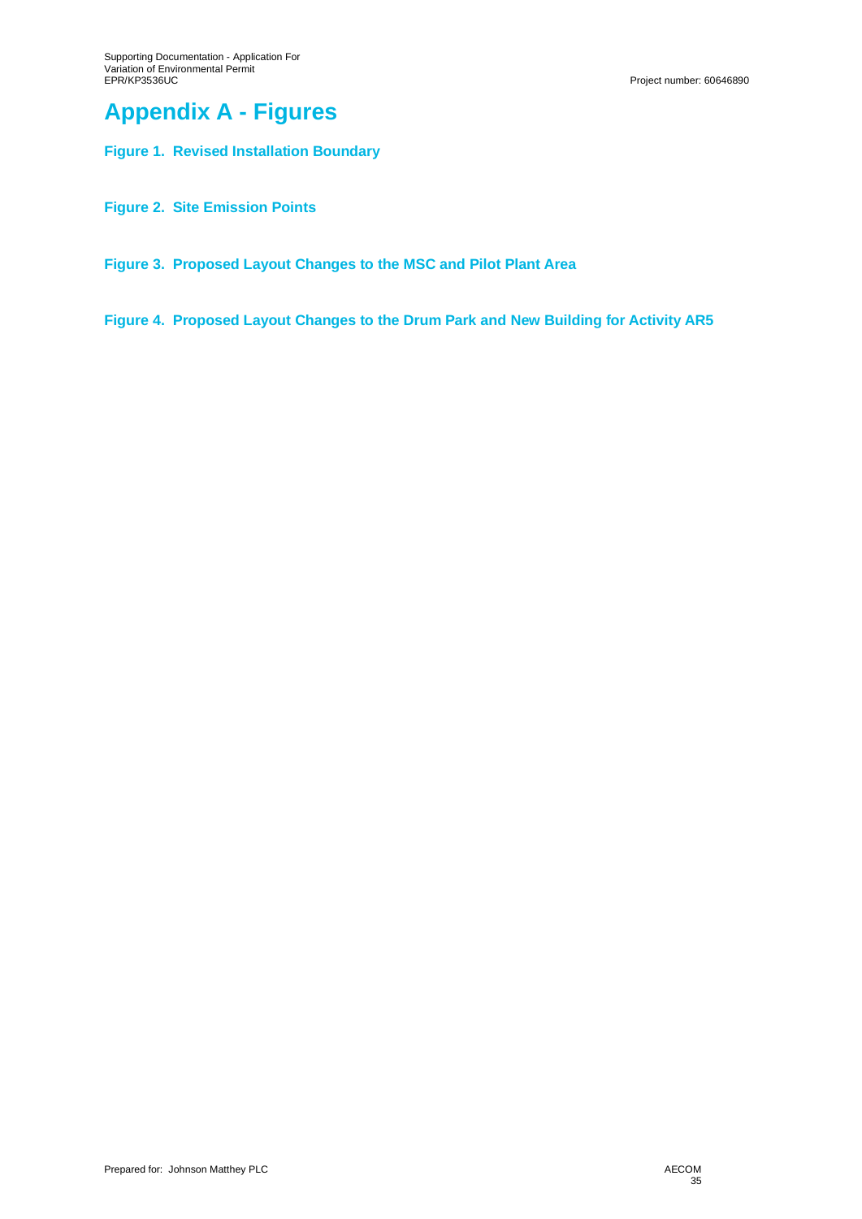# Appendix A - Figures

### Figure 1. Revised Installation Boundary

### Figure 2. Site Emission Points

### Figure 3. Proposed Layout Changes to the MSC and Pilot Plant Area

### Figure 4. Proposed Layout Changes to the Drum Park and New Building for Activity AR5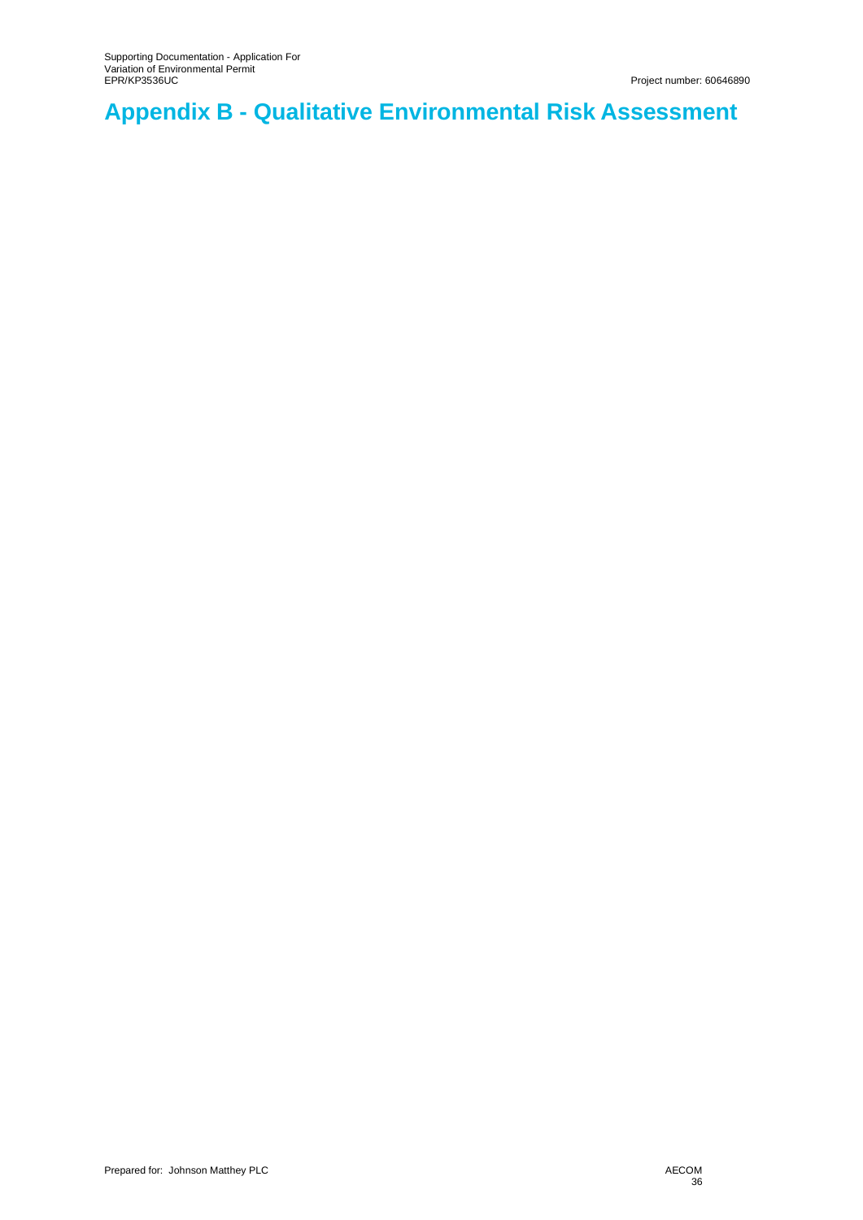# Appendix B - Qualitative Environmental Risk Assessment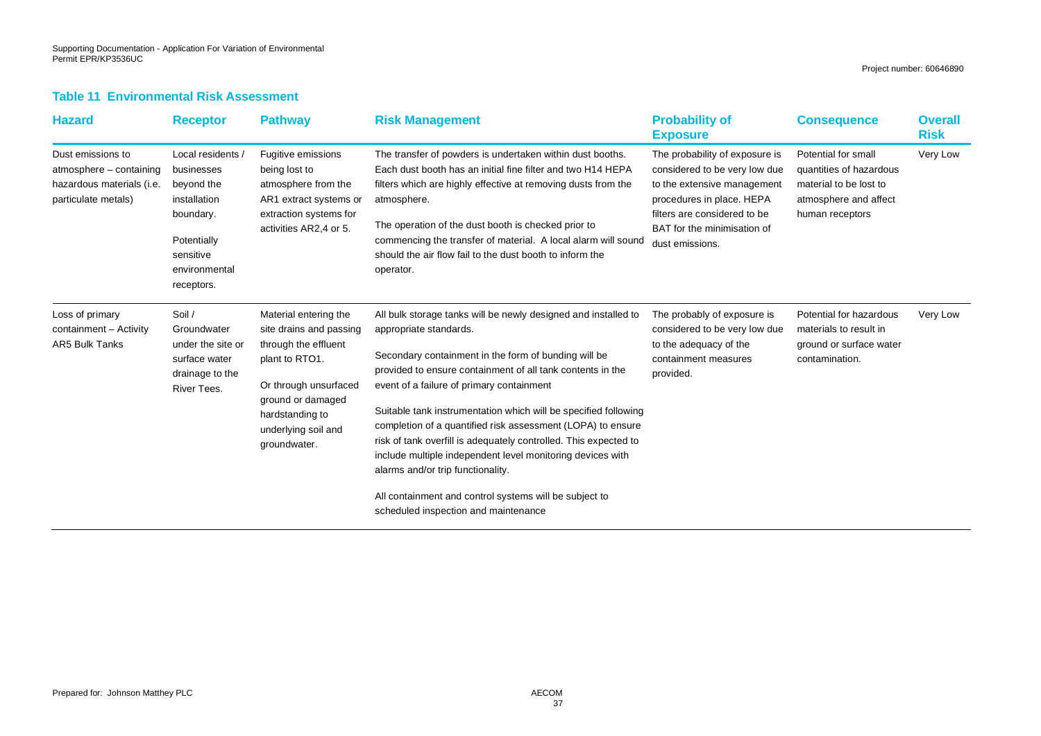### Table 11 Environmental Risk Assessment

| Hazard | Receptor | Pathway | Risk Management | Probability of Exposure | Consequence | Overall Risk |
|---|---|---|---|---|---|---|
| Dust emissions to atmosphere – containing hazardous materials (i.e. particulate metals) | Local residents / businesses beyond the installation boundary.<br><br>Potentially sensitive environmental receptors. | Fugitive emissions being lost to atmosphere from the AR1 extract systems or extraction systems for activities AR2,4 or 5. | The transfer of powders is undertaken within dust booths. Each dust booth has an initial fine filter and two H14 HEPA filters which are highly effective at removing dusts from the atmosphere.<br><br>The operation of the dust booth is checked prior to commencing the transfer of material. A local alarm will sound should the air flow fail to the dust booth to inform the operator. | The probability of exposure is considered to be very low due to the extensive management procedures in place. HEPA filters are considered to be BAT for the minimisation of dust emissions. | Potential for small quantities of hazardous material to be lost to atmosphere and affect human receptors | Very Low |
| Loss of primary containment – Activity AR5 Bulk Tanks | Soil / Groundwater under the site or surface water drainage to the River Tees. | Material entering the site drains and passing through the effluent plant to RTO1.<br><br>Or through unsurfaced ground or damaged hardstanding to underlying soil and groundwater. | All bulk storage tanks will be newly designed and installed to appropriate standards.<br><br>Secondary containment in the form of bunding will be provided to ensure containment of all tank contents in the event of a failure of primary containment<br><br>Suitable tank instrumentation which will be specified following completion of a quantified risk assessment (LOPA) to ensure risk of tank overfill is adequately controlled. This expected to include multiple independent level monitoring devices with alarms and/or trip functionality.<br><br>All containment and control systems will be subject to scheduled inspection and maintenance | The probably of exposure is considered to be very low due to the adequacy of the containment measures provided. | Potential for hazardous materials to result in ground or surface water contamination. | Very Low |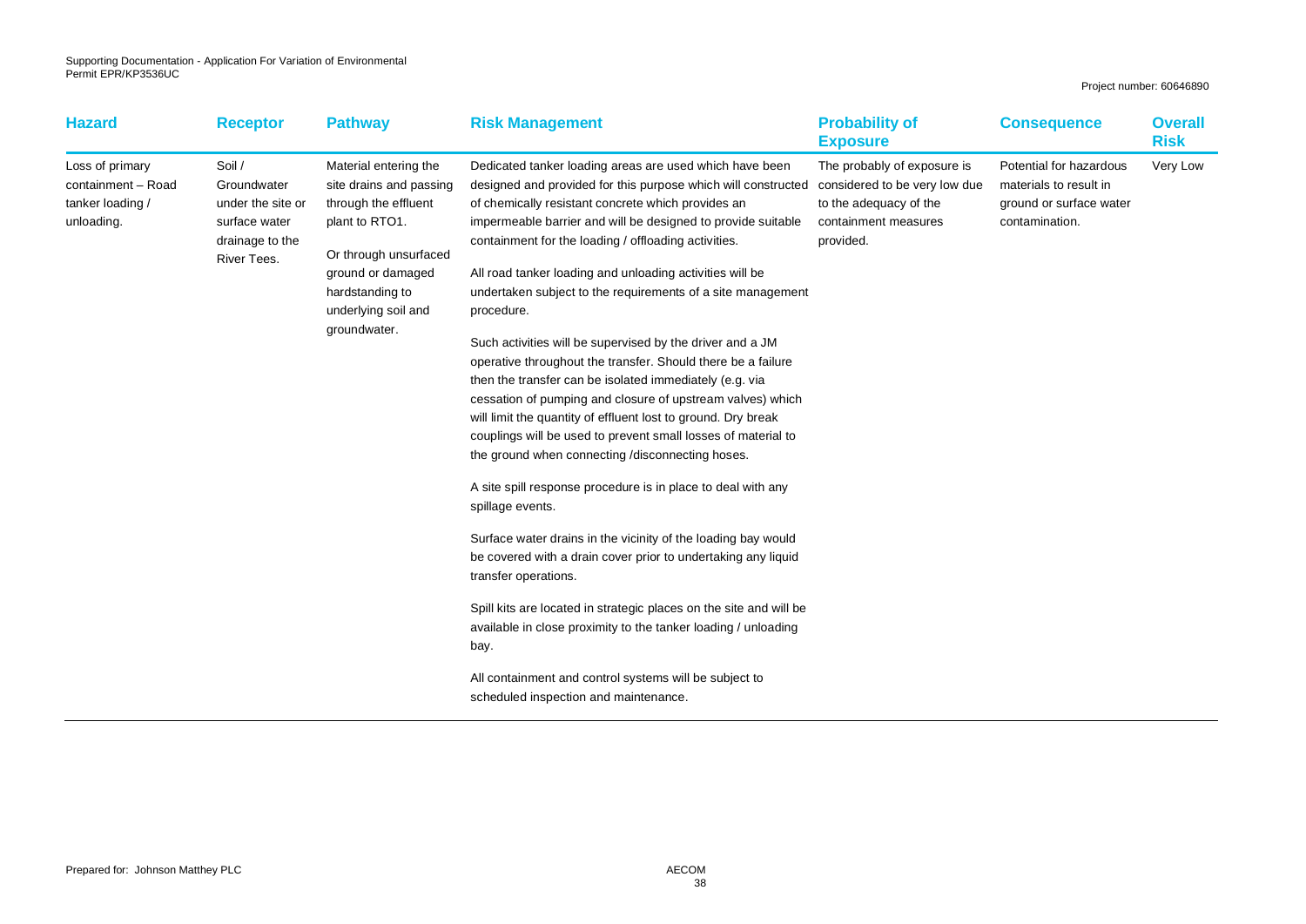| Hazard | Receptor | Pathway | Risk Management | Probability of Exposure | Consequence | Overall Risk |
|---|---|---|---|---|---|---|
| Loss of primary containment – Road tanker loading / unloading. | Soil / Groundwater under the site or surface water drainage to the River Tees. | Material entering the site drains and passing through the effluent plant to RTO1.<br><br>Or through unsurfaced ground or damaged hardstanding to underlying soil and groundwater. | Dedicated tanker loading areas are used which have been designed and provided for this purpose which will constructed of chemically resistant concrete which provides an impermeable barrier and will be designed to provide suitable containment for the loading / offloading activities.<br><br>All road tanker loading and unloading activities will be undertaken subject to the requirements of a site management procedure.<br><br>Such activities will be supervised by the driver and a JM operative throughout the transfer. Should there be a failure then the transfer can be isolated immediately (e.g. via cessation of pumping and closure of upstream valves) which will limit the quantity of effluent lost to ground. Dry break couplings will be used to prevent small losses of material to the ground when connecting /disconnecting hoses.<br><br>A site spill response procedure is in place to deal with any spillage events.<br><br>Surface water drains in the vicinity of the loading bay would be covered with a drain cover prior to undertaking any liquid transfer operations.<br><br>Spill kits are located in strategic places on the site and will be available in close proximity to the tanker loading / unloading bay.<br><br>All containment and control systems will be subject to scheduled inspection and maintenance. | The probably of exposure is considered to be very low due to the adequacy of the containment measures provided. | Potential for hazardous materials to result in ground or surface water contamination. | Very Low |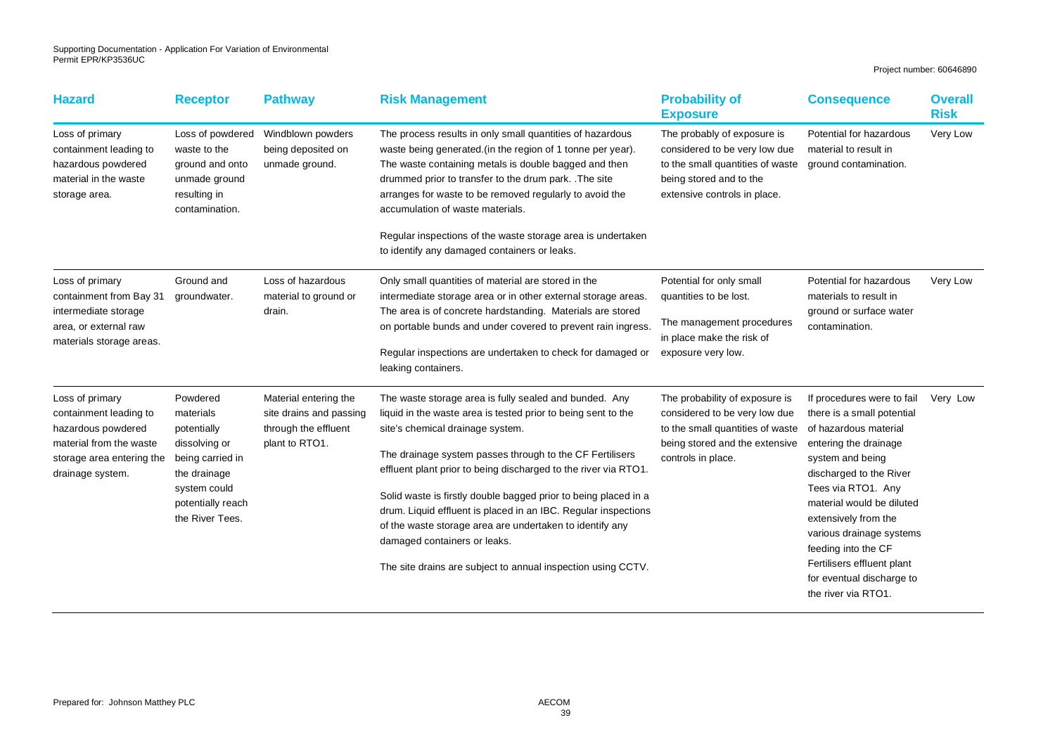| Hazard | Receptor | Pathway | Risk Management | Probability of Exposure | Consequence | Overall Risk |
|---|---|---|---|---|---|---|
| Loss of primary containment leading to hazardous powdered material in the waste storage area. | Loss of powdered waste to the ground and onto unmade ground resulting in contamination. | Windblown powders being deposited on unmade ground. | The process results in only small quantities of hazardous waste being generated.(in the region of 1 tonne per year). The waste containing metals is double bagged and then drummed prior to transfer to the drum park. .The site arranges for waste to be removed regularly to avoid the accumulation of waste materials.<br><br>Regular inspections of the waste storage area is undertaken to identify any damaged containers or leaks. | The probably of exposure is considered to be very low due to the small quantities of waste being stored and to the extensive controls in place. | Potential for hazardous material to result in ground contamination. | Very Low |
| Loss of primary containment from Bay 31 intermediate storage area, or external raw materials storage areas. | Ground and groundwater. | Loss of hazardous material to ground or drain. | Only small quantities of material are stored in the intermediate storage area or in other external storage areas. The area is of concrete hardstanding. Materials are stored on portable bunds and under covered to prevent rain ingress.<br><br>Regular inspections are undertaken to check for damaged or leaking containers. | Potential for only small quantities to be lost.<br><br>The management procedures in place make the risk of exposure very low. | Potential for hazardous materials to result in ground or surface water contamination. | Very Low |
| Loss of primary containment leading to hazardous powdered material from the waste storage area entering the drainage system. | Powdered materials potentially dissolving or being carried in the drainage system could potentially reach the River Tees. | Material entering the site drains and passing through the effluent plant to RTO1. | The waste storage area is fully sealed and bunded. Any liquid in the waste area is tested prior to being sent to the site's chemical drainage system.<br><br>The drainage system passes through to the CF Fertilisers effluent plant prior to being discharged to the river via RTO1.<br><br>Solid waste is firstly double bagged prior to being placed in a drum. Liquid effluent is placed in an IBC. Regular inspections of the waste storage area are undertaken to identify any damaged containers or leaks.<br><br>The site drains are subject to annual inspection using CCTV. | The probability of exposure is considered to be very low due to the small quantities of waste being stored and the extensive controls in place. | If procedures were to fail there is a small potential of hazardous material entering the drainage system and being discharged to the River Tees via RTO1. Any material would be diluted extensively from the various drainage systems feeding into the CF Fertilisers effluent plant for eventual discharge to the river via RTO1. | Very Low |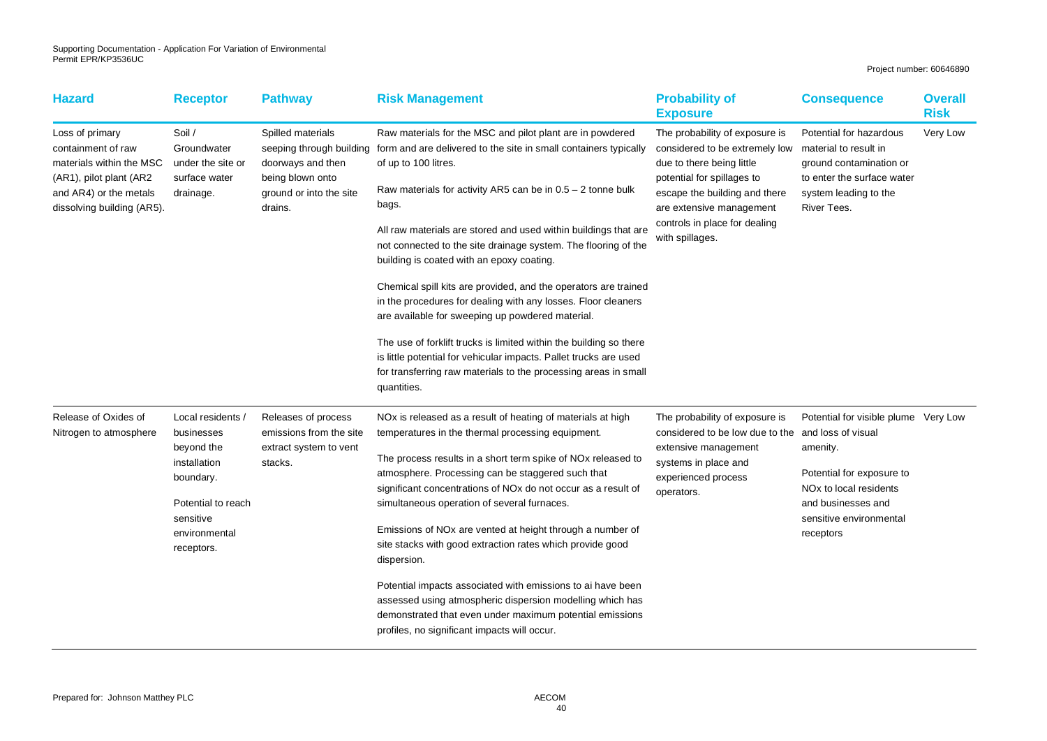| Hazard | Receptor | Pathway | Risk Management | Probability of Exposure | Consequence | Overall Risk |
|---|---|---|---|---|---|---|
| Loss of primary containment of raw materials within the MSC (AR1), pilot plant (AR2 and AR4) or the metals dissolving building (AR5). | Soil / Groundwater under the site or surface water drainage. | Spilled materials seeping through building doorways and then being blown onto ground or into the site drains. | Raw materials for the MSC and pilot plant are in powdered form and are delivered to the site in small containers typically of up to 100 litres. <br><br> Raw materials for activity AR5 can be in 0.5 – 2 tonne bulk bags. <br><br> All raw materials are stored and used within buildings that are not connected to the site drainage system. The flooring of the building is coated with an epoxy coating. <br><br> Chemical spill kits are provided, and the operators are trained in the procedures for dealing with any losses. Floor cleaners are available for sweeping up powdered material. <br><br> The use of forklift trucks is limited within the building so there is little potential for vehicular impacts. Pallet trucks are used for transferring raw materials to the processing areas in small quantities. | The probability of exposure is considered to be extremely low due to there being little potential for spillages to escape the building and there are extensive management controls in place for dealing with spillages. | Potential for hazardous material to result in ground contamination or to enter the surface water system leading to the River Tees. | Very Low |
| Release of Oxides of Nitrogen to atmosphere | Local residents / businesses beyond the installation boundary. <br><br> Potential to reach sensitive environmental receptors. | Releases of process emissions from the site extract system to vent stacks. | NOx is released as a result of heating of materials at high temperatures in the thermal processing equipment. <br><br> The process results in a short term spike of NOx released to atmosphere. Processing can be staggered such that significant concentrations of NOx do not occur as a result of simultaneous operation of several furnaces. <br><br> Emissions of NOx are vented at height through a number of site stacks with good extraction rates which provide good dispersion. <br><br> Potential impacts associated with emissions to ai have been assessed using atmospheric dispersion modelling which has demonstrated that even under maximum potential emissions profiles, no significant impacts will occur. | The probability of exposure is considered to be low due to the extensive management systems in place and experienced process operators. | Potential for visible plume and loss of visual amenity. <br><br> Potential for exposure to NOx to local residents and businesses and sensitive environmental receptors | Very Low |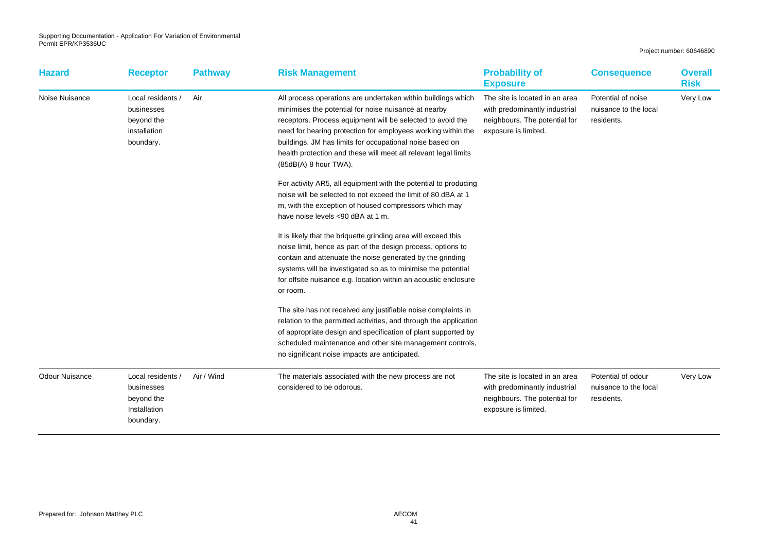| Hazard | Receptor | Pathway | Risk Management | Probability of Exposure | Consequence | Overall Risk |
|---|---|---|---|---|---|---|
| Noise Nuisance | Local residents / businesses beyond the installation boundary. | Air | All process operations are undertaken within buildings which minimises the potential for noise nuisance at nearby receptors. Process equipment will be selected to avoid the need for hearing protection for employees working within the buildings. JM has limits for occupational noise based on health protection and these will meet all relevant legal limits (85dB(A) 8 hour TWA).<br><br>For activity AR5, all equipment with the potential to producing noise will be selected to not exceed the limit of 80 dBA at 1 m, with the exception of housed compressors which may have noise levels <90 dBA at 1 m.<br><br>It is likely that the briquette grinding area will exceed this noise limit, hence as part of the design process, options to contain and attenuate the noise generated by the grinding systems will be investigated so as to minimise the potential for offsite nuisance e.g. location within an acoustic enclosure or room.<br><br>The site has not received any justifiable noise complaints in relation to the permitted activities, and through the application of appropriate design and specification of plant supported by scheduled maintenance and other site management controls, no significant noise impacts are anticipated. | The site is located in an area with predominantly industrial neighbours. The potential for exposure is limited. | Potential of noise nuisance to the local residents. | Very Low |
| Odour Nuisance | Local residents / businesses beyond the Installation boundary. | Air / Wind | The materials associated with the new process are not considered to be odorous. | The site is located in an area with predominantly industrial neighbours. The potential for exposure is limited. | Potential of odour nuisance to the local residents. | Very Low |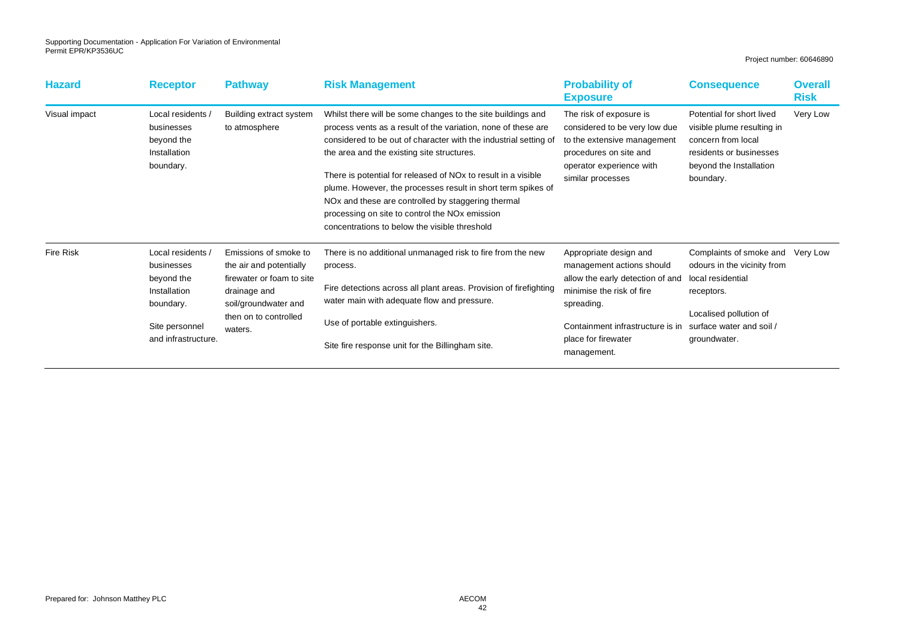| Hazard | Receptor | Pathway | Risk Management | Probability of Exposure | Consequence | Overall Risk |
|---|---|---|---|---|---|---|
| Visual impact | Local residents / businesses beyond the Installation boundary. | Building extract system to atmosphere | Whilst there will be some changes to the site buildings and process vents as a result of the variation, none of these are considered to be out of character with the industrial setting of the area and the existing site structures.<br><br>There is potential for released of NOx to result in a visible plume. However, the processes result in short term spikes of NOx and these are controlled by staggering thermal processing on site to control the NOx emission concentrations to below the visible threshold | The risk of exposure is considered to be very low due to the extensive management procedures on site and operator experience with similar processes | Potential for short lived visible plume resulting in concern from local residents or businesses beyond the Installation boundary. | Very Low |
| Fire Risk | Local residents / businesses beyond the Installation boundary.<br><br>Site personnel and infrastructure. | Emissions of smoke to the air and potentially firewater or foam to site drainage and soil/groundwater and then on to controlled waters. | There is no additional unmanaged risk to fire from the new process.<br><br>Fire detections across all plant areas. Provision of firefighting water main with adequate flow and pressure.<br><br>Use of portable extinguishers.<br><br>Site fire response unit for the Billingham site. | Appropriate design and management actions should allow the early detection of and minimise the risk of fire spreading.<br><br>Containment infrastructure is in place for firewater management. | Complaints of smoke and odours in the vicinity from local residential receptors.<br><br>Localised pollution of surface water and soil / groundwater. | Very Low |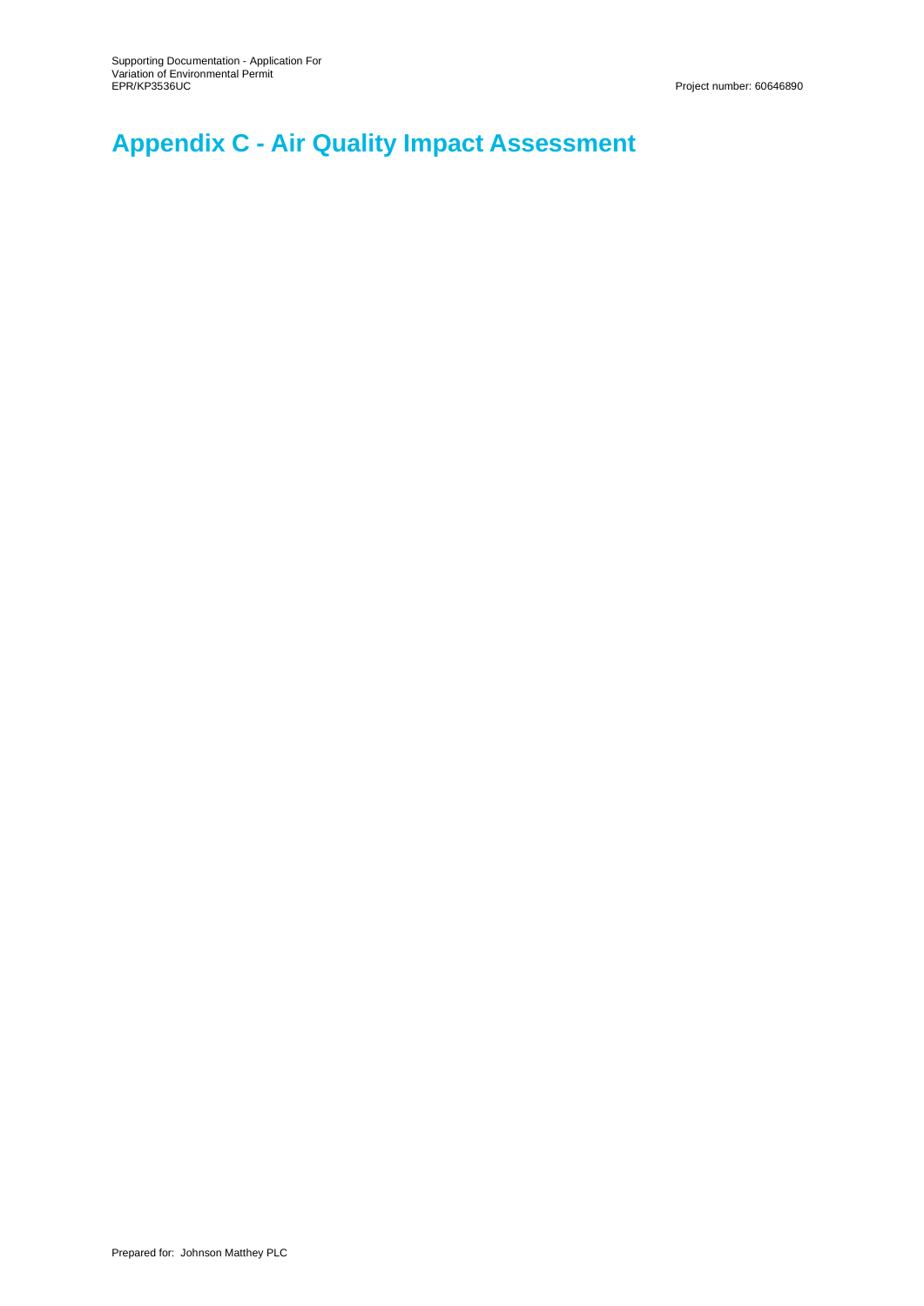# Appendix C - Air Quality Impact Assessment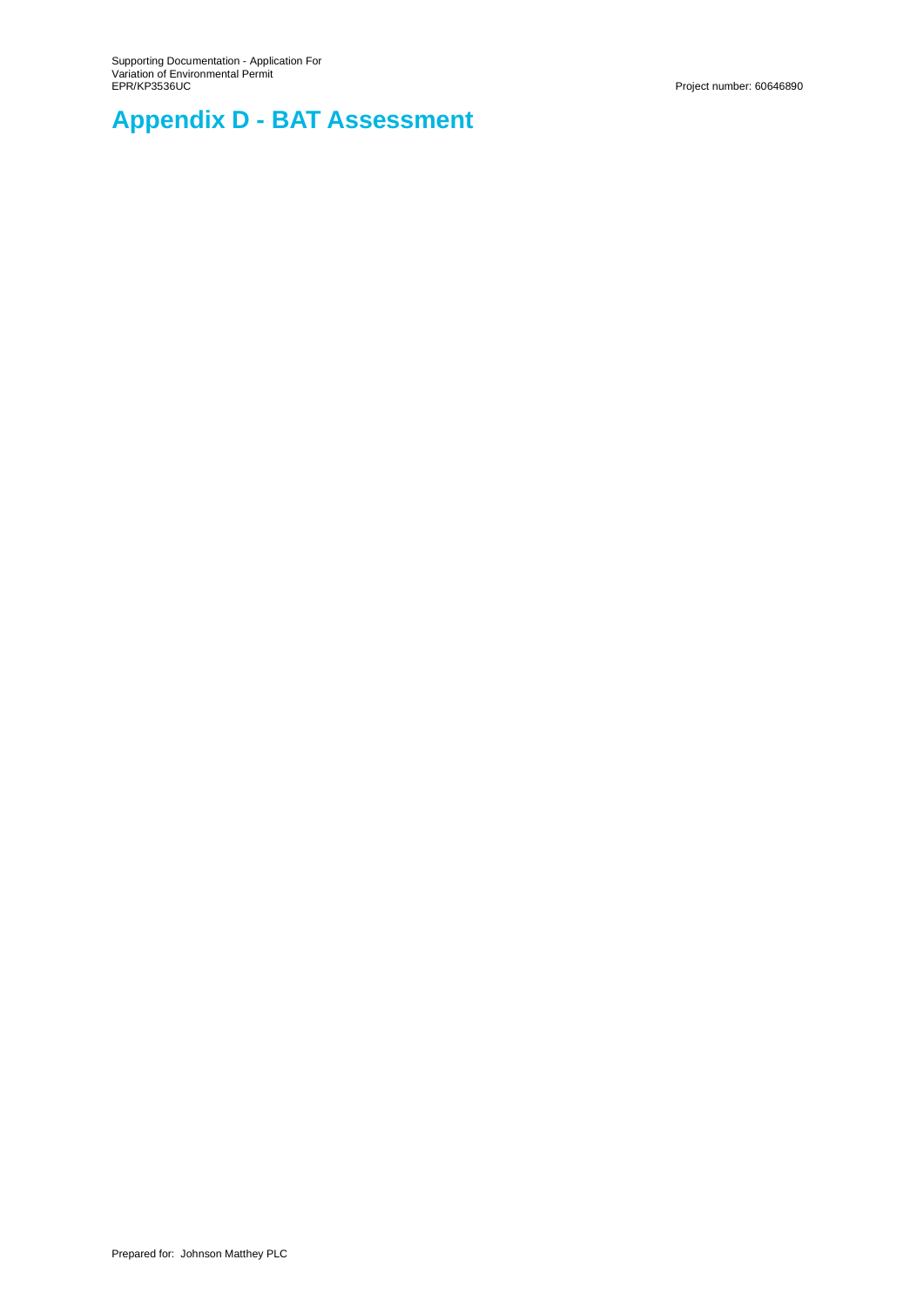# Appendix D - BAT Assessment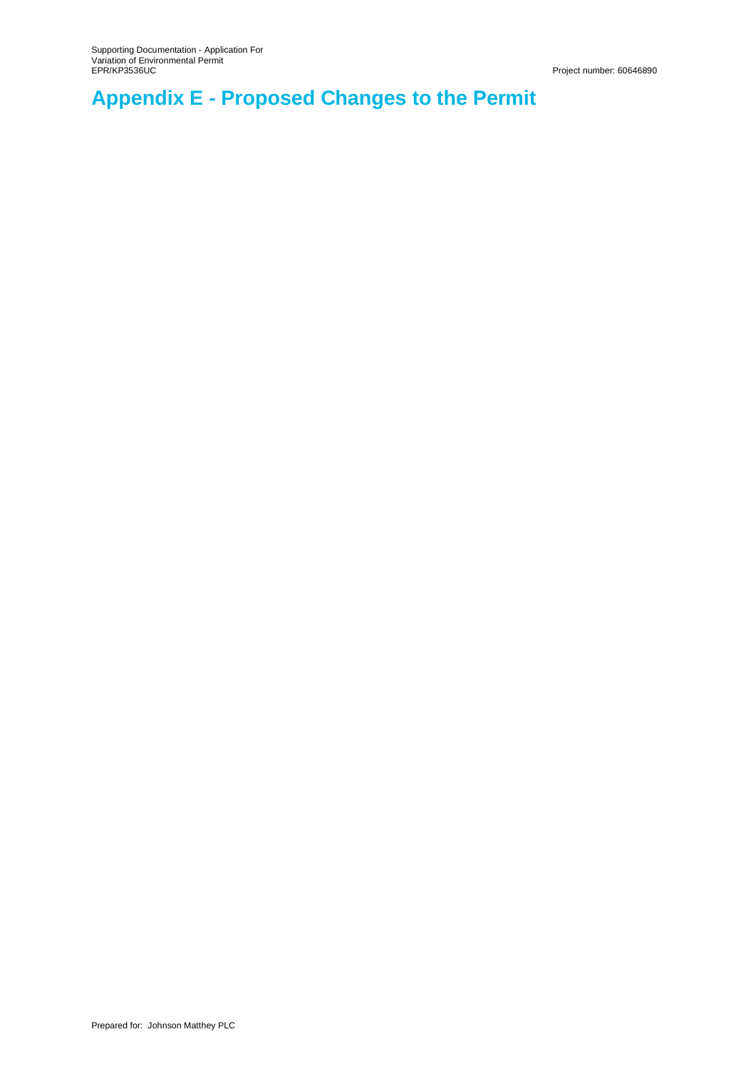# Appendix E - Proposed Changes to the Permit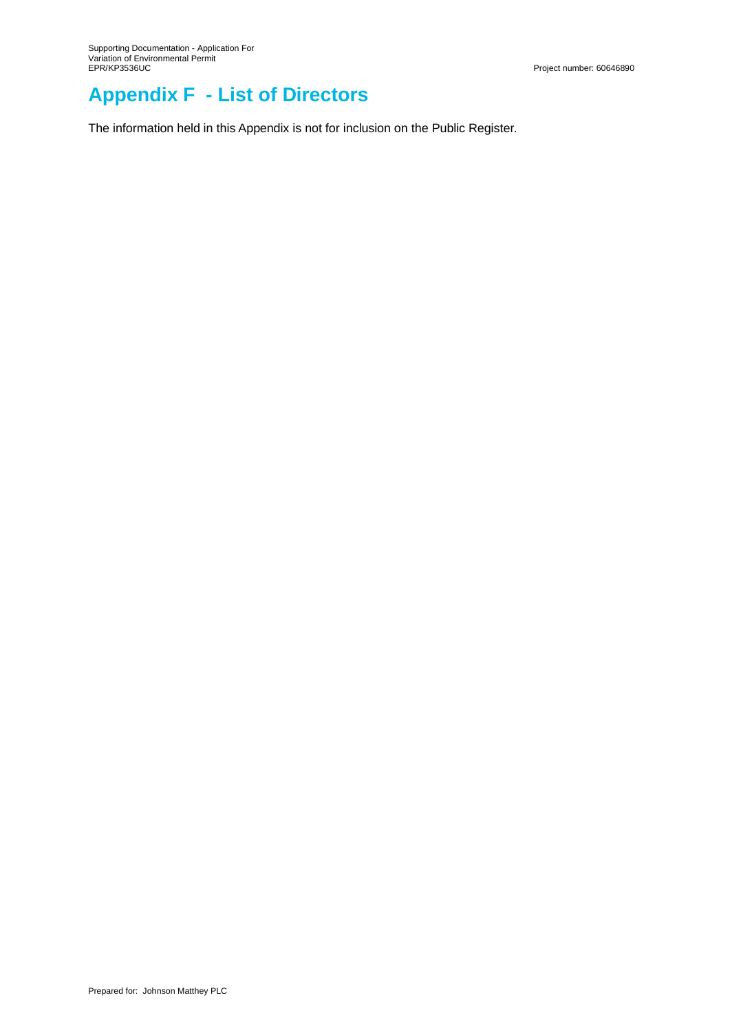# Appendix F - List of Directors

The information held in this Appendix is not for inclusion on the Public Register.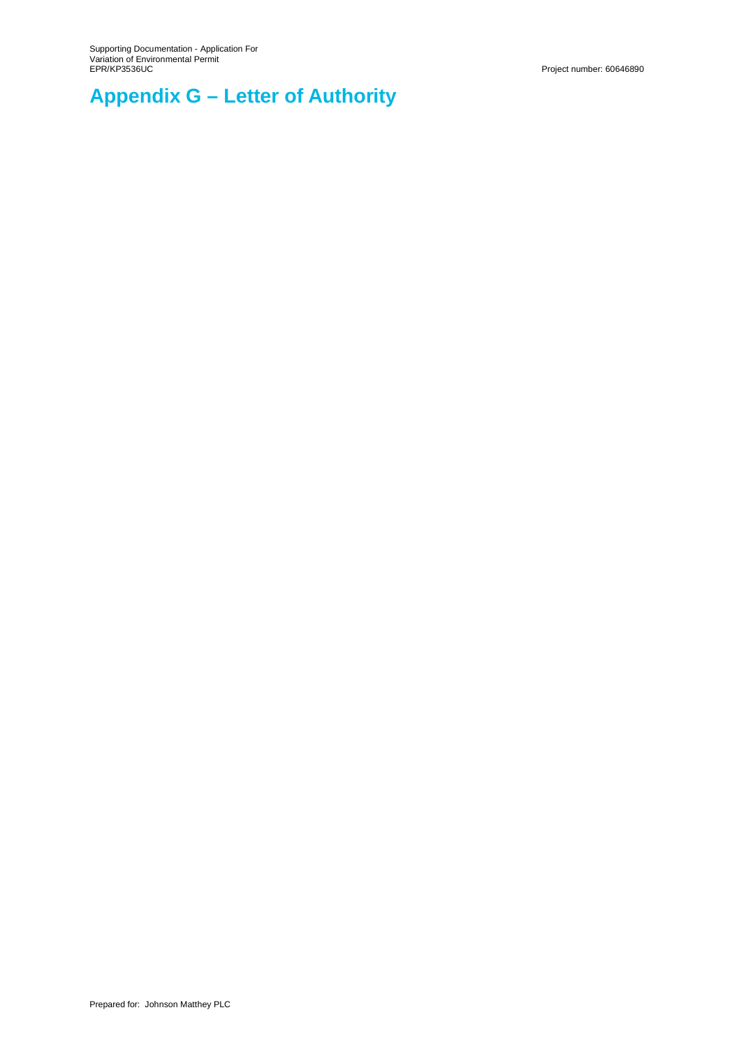# Appendix G – Letter of Authority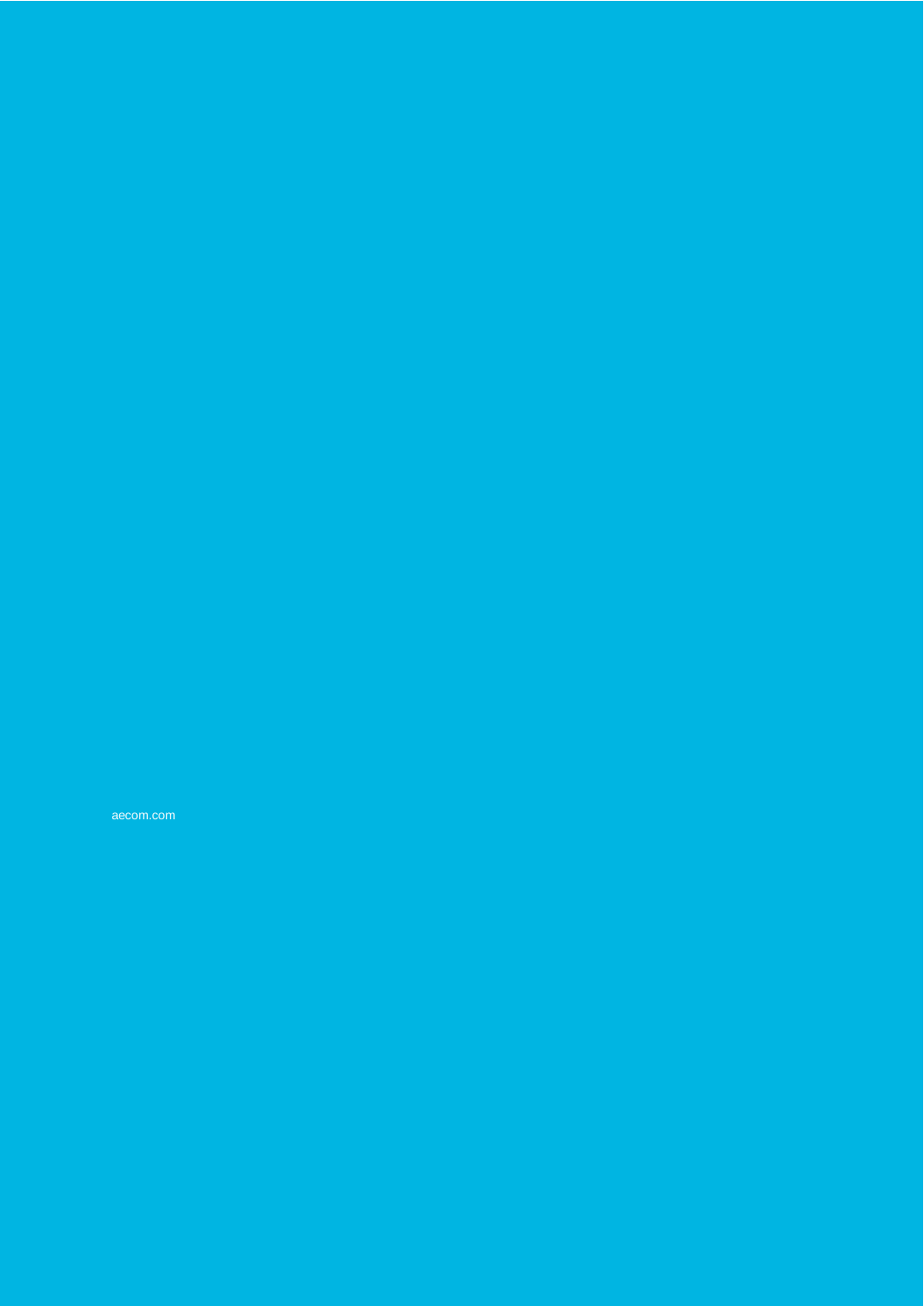aecom.com